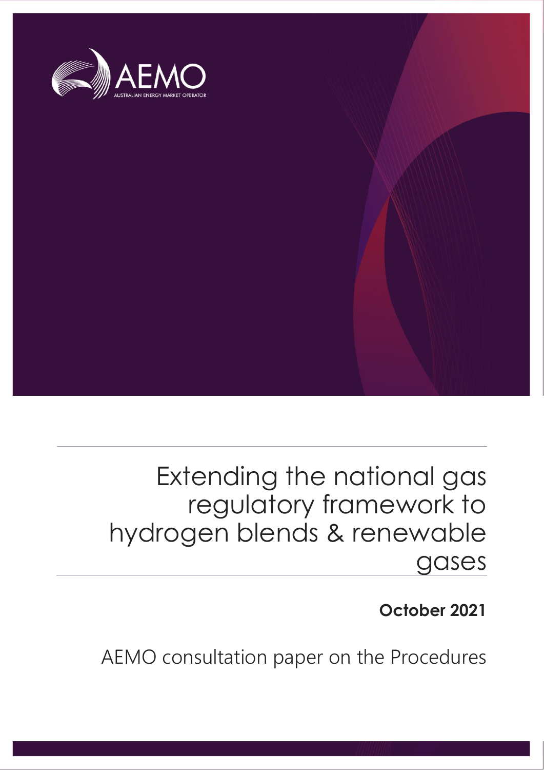AEMO

AUSTRALIAN ENERGY MARKET OPERATOR

# Extending the national gas regulatory framework to hydrogen blends & renewable gases

**October 2021**

AEMO consultation paper on the Procedures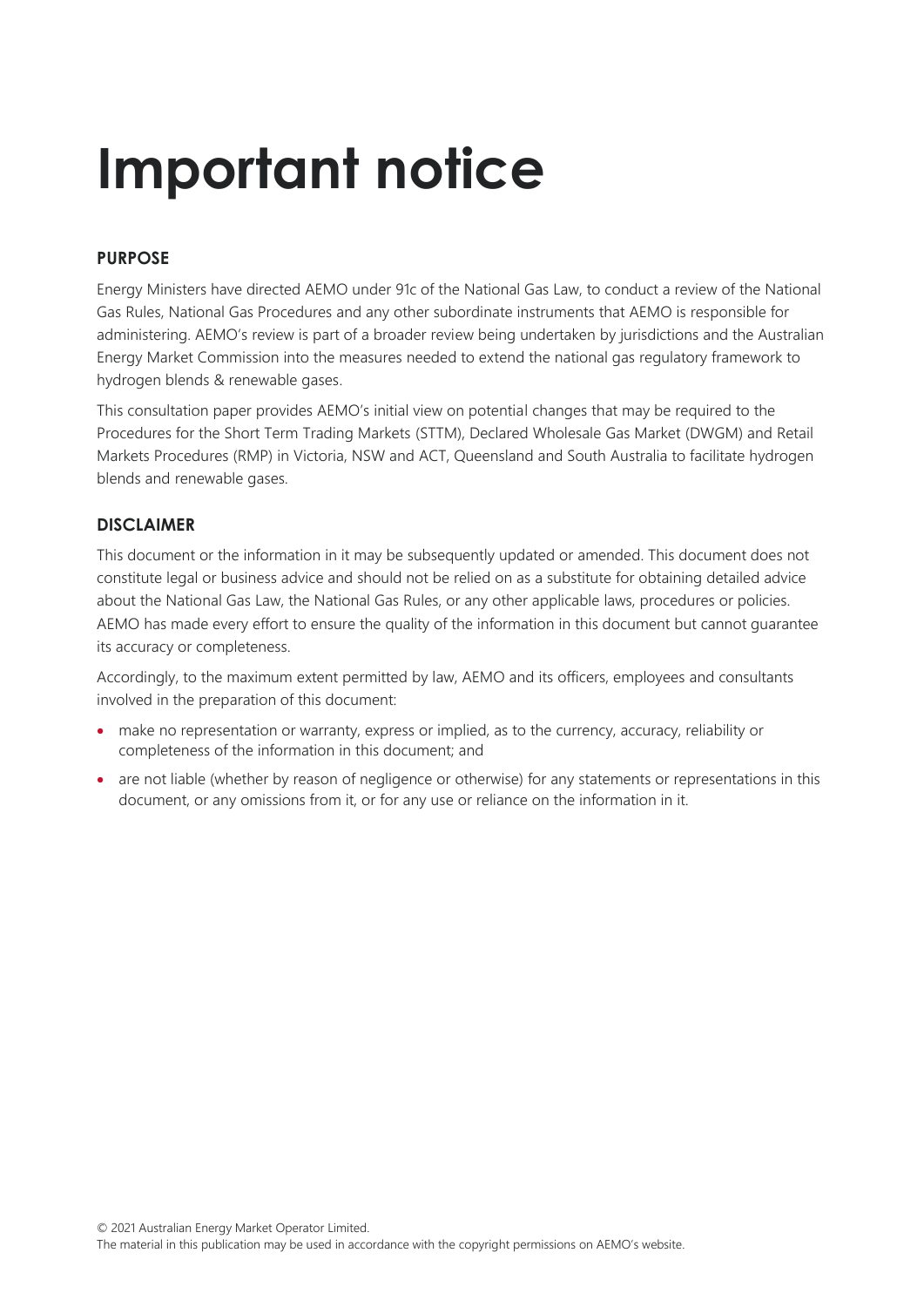# Important notice

## PURPOSE

Energy Ministers have directed AEMO under 91c of the National Gas Law, to conduct a review of the National Gas Rules, National Gas Procedures and any other subordinate instruments that AEMO is responsible for administering. AEMO's review is part of a broader review being undertaken by jurisdictions and the Australian Energy Market Commission into the measures needed to extend the national gas regulatory framework to hydrogen blends & renewable gases.

This consultation paper provides AEMO's initial view on potential changes that may be required to the Procedures for the Short Term Trading Markets (STTM), Declared Wholesale Gas Market (DWGM) and Retail Markets Procedures (RMP) in Victoria, NSW and ACT, Queensland and South Australia to facilitate hydrogen blends and renewable gases.

## DISCLAIMER

This document or the information in it may be subsequently updated or amended. This document does not constitute legal or business advice and should not be relied on as a substitute for obtaining detailed advice about the National Gas Law, the National Gas Rules, or any other applicable laws, procedures or policies. AEMO has made every effort to ensure the quality of the information in this document but cannot guarantee its accuracy or completeness.

Accordingly, to the maximum extent permitted by law, AEMO and its officers, employees and consultants involved in the preparation of this document:

- make no representation or warranty, express or implied, as to the currency, accuracy, reliability or completeness of the information in this document; and
- are not liable (whether by reason of negligence or otherwise) for any statements or representations in this document, or any omissions from it, or for any use or reliance on the information in it.

© 2021 Australian Energy Market Operator Limited.
The material in this publication may be used in accordance with the copyright permissions on AEMO's website.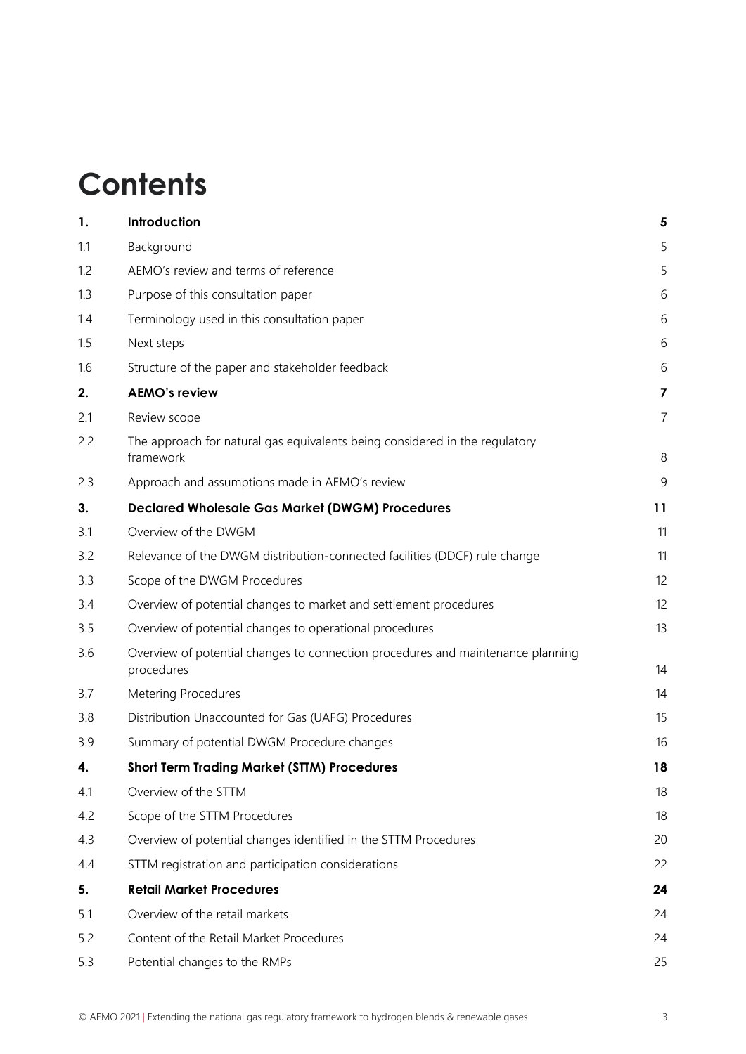# Contents

| | | |
|---|---|---|
| **1.** | **Introduction** | **5** |
| 1.1 | Background | 5 |
| 1.2 | AEMO's review and terms of reference | 5 |
| 1.3 | Purpose of this consultation paper | 6 |
| 1.4 | Terminology used in this consultation paper | 6 |
| 1.5 | Next steps | 6 |
| 1.6 | Structure of the paper and stakeholder feedback | 6 |
| **2.** | **AEMO's review** | **7** |
| 2.1 | Review scope | 7 |
| 2.2 | The approach for natural gas equivalents being considered in the regulatory framework | 8 |
| 2.3 | Approach and assumptions made in AEMO's review | 9 |
| **3.** | **Declared Wholesale Gas Market (DWGM) Procedures** | **11** |
| 3.1 | Overview of the DWGM | 11 |
| 3.2 | Relevance of the DWGM distribution-connected facilities (DDCF) rule change | 11 |
| 3.3 | Scope of the DWGM Procedures | 12 |
| 3.4 | Overview of potential changes to market and settlement procedures | 12 |
| 3.5 | Overview of potential changes to operational procedures | 13 |
| 3.6 | Overview of potential changes to connection procedures and maintenance planning procedures | 14 |
| 3.7 | Metering Procedures | 14 |
| 3.8 | Distribution Unaccounted for Gas (UAFG) Procedures | 15 |
| 3.9 | Summary of potential DWGM Procedure changes | 16 |
| **4.** | **Short Term Trading Market (STTM) Procedures** | **18** |
| 4.1 | Overview of the STTM | 18 |
| 4.2 | Scope of the STTM Procedures | 18 |
| 4.3 | Overview of potential changes identified in the STTM Procedures | 20 |
| 4.4 | STTM registration and participation considerations | 22 |
| **5.** | **Retail Market Procedures** | **24** |
| 5.1 | Overview of the retail markets | 24 |
| 5.2 | Content of the Retail Market Procedures | 24 |
| 5.3 | Potential changes to the RMPs | 25 |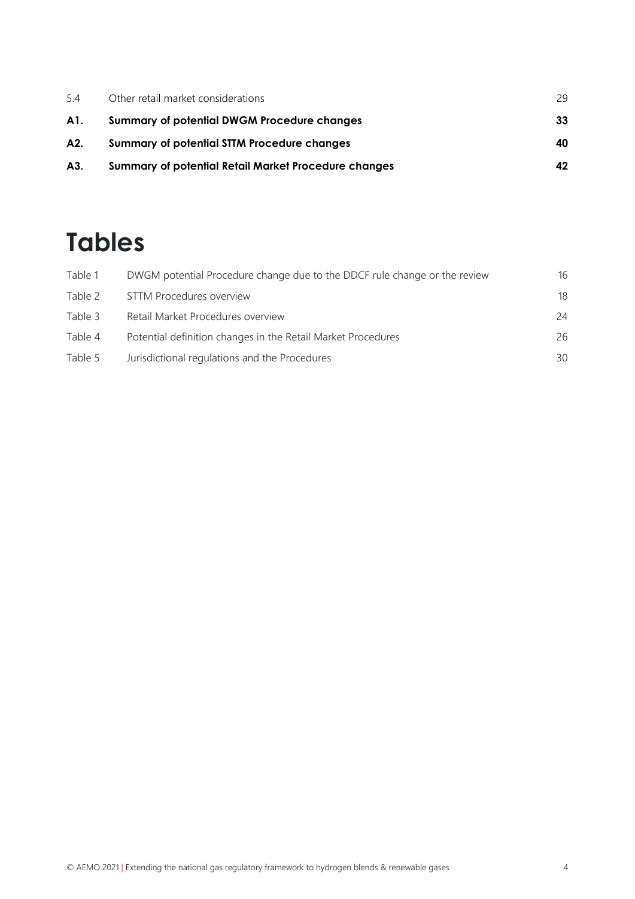| | | |
|---|---|---|
| 5.4 | Other retail market considerations | 29 |
| **A1.** | **Summary of potential DWGM Procedure changes** | **33** |
| **A2.** | **Summary of potential STTM Procedure changes** | **40** |
| **A3.** | **Summary of potential Retail Market Procedure changes** | **42** |

# Tables

| | | |
|---|---|---|
| Table 1 | DWGM potential Procedure change due to the DDCF rule change or the review | 16 |
| Table 2 | STTM Procedures overview | 18 |
| Table 3 | Retail Market Procedures overview | 24 |
| Table 4 | Potential definition changes in the Retail Market Procedures | 26 |
| Table 5 | Jurisdictional regulations and the Procedures | 30 |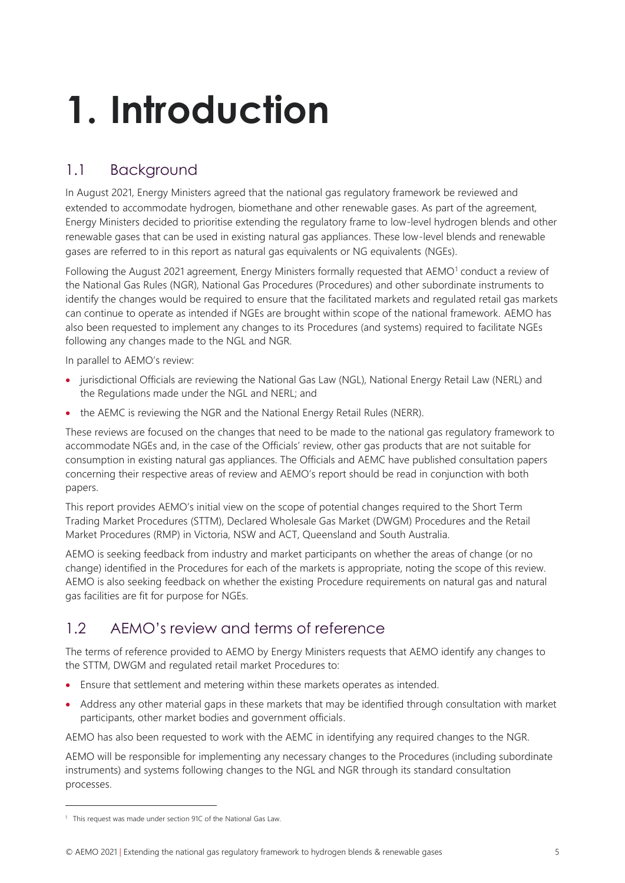# 1. Introduction

## 1.1 Background

In August 2021, Energy Ministers agreed that the national gas regulatory framework be reviewed and extended to accommodate hydrogen, biomethane and other renewable gases. As part of the agreement, Energy Ministers decided to prioritise extending the regulatory frame to low-level hydrogen blends and other renewable gases that can be used in existing natural gas appliances. These low-level blends and renewable gases are referred to in this report as natural gas equivalents or NG equivalents (NGEs).

Following the August 2021 agreement, Energy Ministers formally requested that AEMO[1] conduct a review of the National Gas Rules (NGR), National Gas Procedures (Procedures) and other subordinate instruments to identify the changes would be required to ensure that the facilitated markets and regulated retail gas markets can continue to operate as intended if NGEs are brought within scope of the national framework. AEMO has also been requested to implement any changes to its Procedures (and systems) required to facilitate NGEs following any changes made to the NGL and NGR.

In parallel to AEMO's review:

- jurisdictional Officials are reviewing the National Gas Law (NGL), National Energy Retail Law (NERL) and the Regulations made under the NGL and NERL; and
- the AEMC is reviewing the NGR and the National Energy Retail Rules (NERR).

These reviews are focused on the changes that need to be made to the national gas regulatory framework to accommodate NGEs and, in the case of the Officials' review, other gas products that are not suitable for consumption in existing natural gas appliances. The Officials and AEMC have published consultation papers concerning their respective areas of review and AEMO's report should be read in conjunction with both papers.

This report provides AEMO's initial view on the scope of potential changes required to the Short Term Trading Market Procedures (STTM), Declared Wholesale Gas Market (DWGM) Procedures and the Retail Market Procedures (RMP) in Victoria, NSW and ACT, Queensland and South Australia.

AEMO is seeking feedback from industry and market participants on whether the areas of change (or no change) identified in the Procedures for each of the markets is appropriate, noting the scope of this review. AEMO is also seeking feedback on whether the existing Procedure requirements on natural gas and natural gas facilities are fit for purpose for NGEs.

## 1.2 AEMO's review and terms of reference

The terms of reference provided to AEMO by Energy Ministers requests that AEMO identify any changes to the STTM, DWGM and regulated retail market Procedures to:

- Ensure that settlement and metering within these markets operates as intended.
- Address any other material gaps in these markets that may be identified through consultation with market participants, other market bodies and government officials.

AEMO has also been requested to work with the AEMC in identifying any required changes to the NGR.

AEMO will be responsible for implementing any necessary changes to the Procedures (including subordinate instruments) and systems following changes to the NGL and NGR through its standard consultation processes.

[1] This request was made under section 91C of the National Gas Law.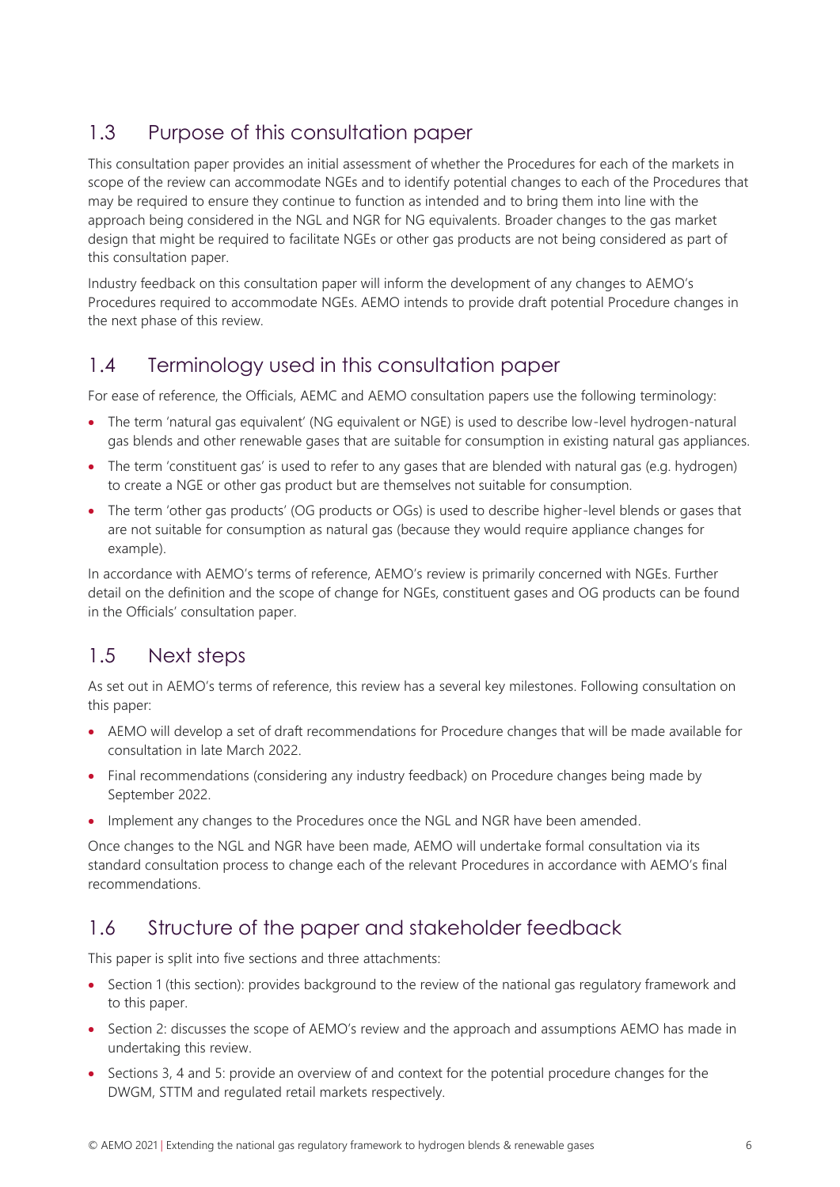## 1.3 Purpose of this consultation paper

This consultation paper provides an initial assessment of whether the Procedures for each of the markets in scope of the review can accommodate NGEs and to identify potential changes to each of the Procedures that may be required to ensure they continue to function as intended and to bring them into line with the approach being considered in the NGL and NGR for NG equivalents. Broader changes to the gas market design that might be required to facilitate NGEs or other gas products are not being considered as part of this consultation paper.

Industry feedback on this consultation paper will inform the development of any changes to AEMO's Procedures required to accommodate NGEs. AEMO intends to provide draft potential Procedure changes in the next phase of this review.

## 1.4 Terminology used in this consultation paper

For ease of reference, the Officials, AEMC and AEMO consultation papers use the following terminology:

- The term 'natural gas equivalent' (NG equivalent or NGE) is used to describe low-level hydrogen-natural gas blends and other renewable gases that are suitable for consumption in existing natural gas appliances.
- The term 'constituent gas' is used to refer to any gases that are blended with natural gas (e.g. hydrogen) to create a NGE or other gas product but are themselves not suitable for consumption.
- The term 'other gas products' (OG products or OGs) is used to describe higher-level blends or gases that are not suitable for consumption as natural gas (because they would require appliance changes for example).

In accordance with AEMO's terms of reference, AEMO's review is primarily concerned with NGEs. Further detail on the definition and the scope of change for NGEs, constituent gases and OG products can be found in the Officials' consultation paper.

## 1.5 Next steps

As set out in AEMO's terms of reference, this review has a several key milestones. Following consultation on this paper:

- AEMO will develop a set of draft recommendations for Procedure changes that will be made available for consultation in late March 2022.
- Final recommendations (considering any industry feedback) on Procedure changes being made by September 2022.
- Implement any changes to the Procedures once the NGL and NGR have been amended.

Once changes to the NGL and NGR have been made, AEMO will undertake formal consultation via its standard consultation process to change each of the relevant Procedures in accordance with AEMO's final recommendations.

## 1.6 Structure of the paper and stakeholder feedback

This paper is split into five sections and three attachments:

- Section 1 (this section): provides background to the review of the national gas regulatory framework and to this paper.
- Section 2: discusses the scope of AEMO's review and the approach and assumptions AEMO has made in undertaking this review.
- Sections 3, 4 and 5: provide an overview of and context for the potential procedure changes for the DWGM, STTM and regulated retail markets respectively.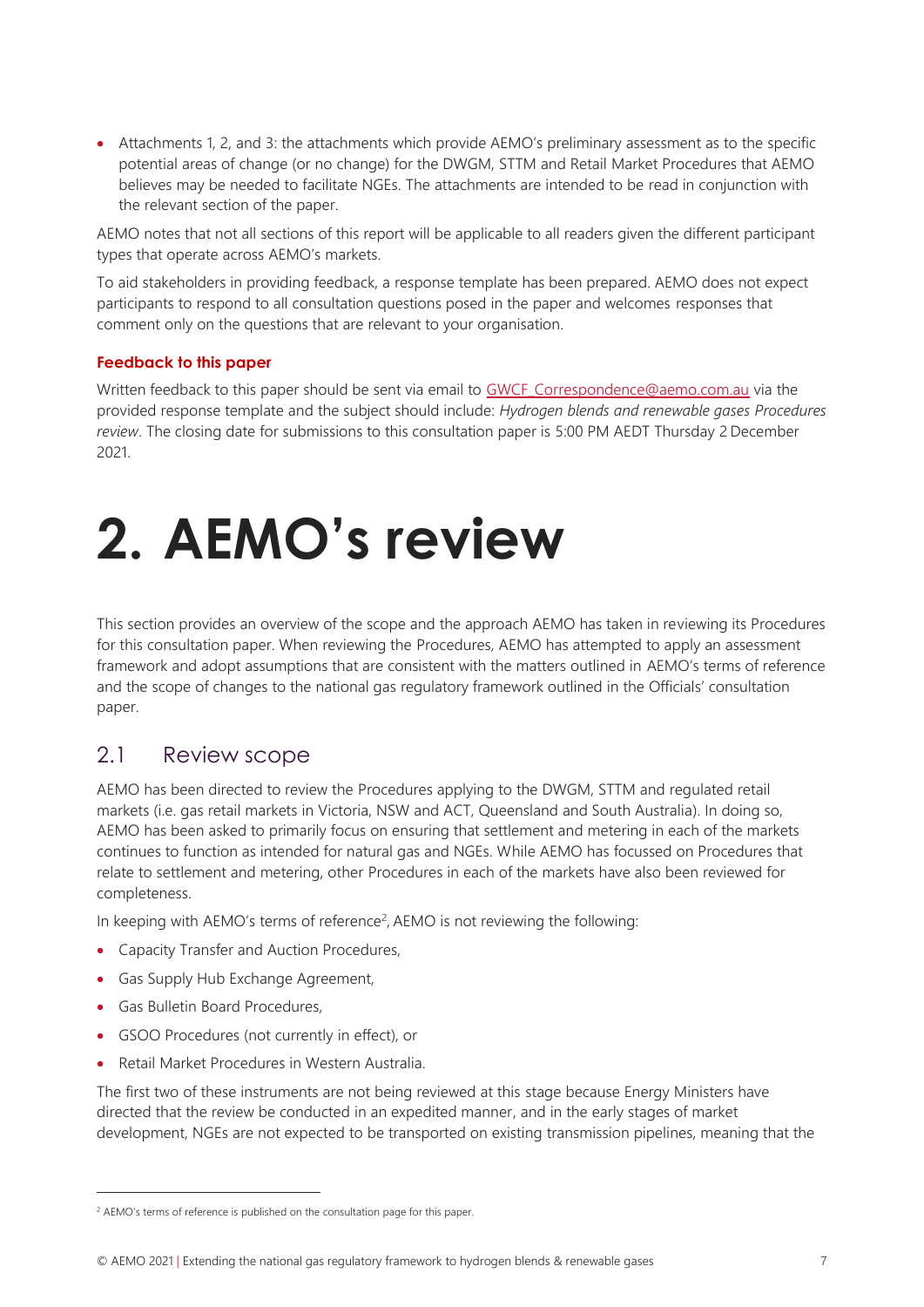- Attachments 1, 2, and 3: the attachments which provide AEMO's preliminary assessment as to the specific potential areas of change (or no change) for the DWGM, STTM and Retail Market Procedures that AEMO believes may be needed to facilitate NGEs. The attachments are intended to be read in conjunction with the relevant section of the paper.

AEMO notes that not all sections of this report will be applicable to all readers given the different participant types that operate across AEMO's markets.

To aid stakeholders in providing feedback, a response template has been prepared. AEMO does not expect participants to respond to all consultation questions posed in the paper and welcomes responses that comment only on the questions that are relevant to your organisation.

**Feedback to this paper**

Written feedback to this paper should be sent via email to GWCF_Correspondence@aemo.com.au via the provided response template and the subject should include: *Hydrogen blends and renewable gases Procedures review*. The closing date for submissions to this consultation paper is 5:00 PM AEDT Thursday 2 December 2021.

# 2. AEMO's review

This section provides an overview of the scope and the approach AEMO has taken in reviewing its Procedures for this consultation paper. When reviewing the Procedures, AEMO has attempted to apply an assessment framework and adopt assumptions that are consistent with the matters outlined in AEMO's terms of reference and the scope of changes to the national gas regulatory framework outlined in the Officials' consultation paper.

## 2.1 Review scope

AEMO has been directed to review the Procedures applying to the DWGM, STTM and regulated retail markets (i.e. gas retail markets in Victoria, NSW and ACT, Queensland and South Australia). In doing so, AEMO has been asked to primarily focus on ensuring that settlement and metering in each of the markets continues to function as intended for natural gas and NGEs. While AEMO has focussed on Procedures that relate to settlement and metering, other Procedures in each of the markets have also been reviewed for completeness.

In keeping with AEMO's terms of reference[2], AEMO is not reviewing the following:

- Capacity Transfer and Auction Procedures,
- Gas Supply Hub Exchange Agreement,
- Gas Bulletin Board Procedures,
- GSOO Procedures (not currently in effect), or
- Retail Market Procedures in Western Australia.

The first two of these instruments are not being reviewed at this stage because Energy Ministers have directed that the review be conducted in an expedited manner, and in the early stages of market development, NGEs are not expected to be transported on existing transmission pipelines, meaning that the

[2] AEMO's terms of reference is published on the consultation page for this paper.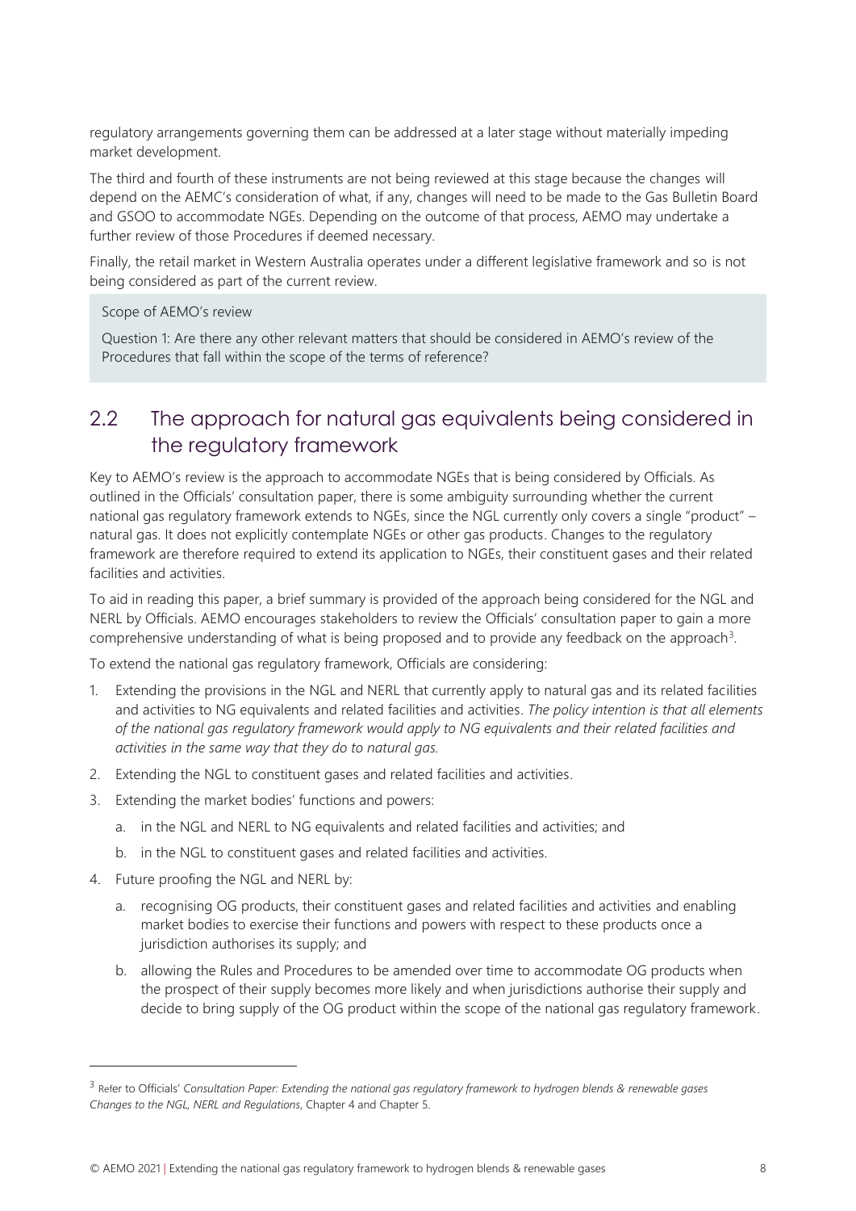regulatory arrangements governing them can be addressed at a later stage without materially impeding market development.

The third and fourth of these instruments are not being reviewed at this stage because the changes will depend on the AEMC's consideration of what, if any, changes will need to be made to the Gas Bulletin Board and GSOO to accommodate NGEs. Depending on the outcome of that process, AEMO may undertake a further review of those Procedures if deemed necessary.

Finally, the retail market in Western Australia operates under a different legislative framework and so is not being considered as part of the current review.

> Scope of AEMO's review
>
> Question 1: Are there any other relevant matters that should be considered in AEMO's review of the Procedures that fall within the scope of the terms of reference?

## 2.2 The approach for natural gas equivalents being considered in the regulatory framework

Key to AEMO's review is the approach to accommodate NGEs that is being considered by Officials. As outlined in the Officials' consultation paper, there is some ambiguity surrounding whether the current national gas regulatory framework extends to NGEs, since the NGL currently only covers a single "product" – natural gas. It does not explicitly contemplate NGEs or other gas products. Changes to the regulatory framework are therefore required to extend its application to NGEs, their constituent gases and their related facilities and activities.

To aid in reading this paper, a brief summary is provided of the approach being considered for the NGL and NERL by Officials. AEMO encourages stakeholders to review the Officials' consultation paper to gain a more comprehensive understanding of what is being proposed and to provide any feedback on the approach[3].

To extend the national gas regulatory framework, Officials are considering:

1. Extending the provisions in the NGL and NERL that currently apply to natural gas and its related facilities and activities to NG equivalents and related facilities and activities. *The policy intention is that all elements of the national gas regulatory framework would apply to NG equivalents and their related facilities and activities in the same way that they do to natural gas.*
2. Extending the NGL to constituent gases and related facilities and activities.
3. Extending the market bodies' functions and powers:
   a. in the NGL and NERL to NG equivalents and related facilities and activities; and
   b. in the NGL to constituent gases and related facilities and activities.
4. Future proofing the NGL and NERL by:
   a. recognising OG products, their constituent gases and related facilities and activities and enabling market bodies to exercise their functions and powers with respect to these products once a jurisdiction authorises its supply; and
   b. allowing the Rules and Procedures to be amended over time to accommodate OG products when the prospect of their supply becomes more likely and when jurisdictions authorise their supply and decide to bring supply of the OG product within the scope of the national gas regulatory framework.

[3] Refer to Officials' *Consultation Paper: Extending the national gas regulatory framework to hydrogen blends & renewable gases Changes to the NGL, NERL and Regulations*, Chapter 4 and Chapter 5.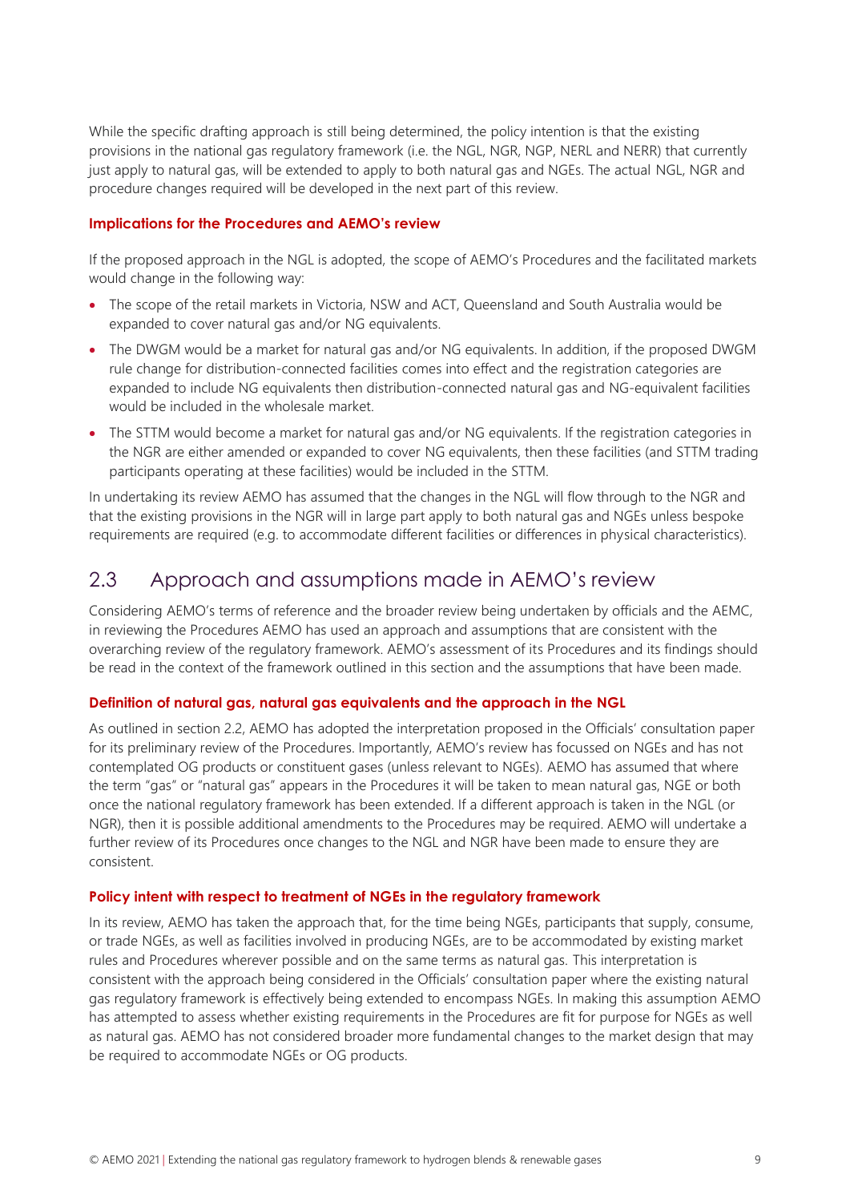While the specific drafting approach is still being determined, the policy intention is that the existing provisions in the national gas regulatory framework (i.e. the NGL, NGR, NGP, NERL and NERR) that currently just apply to natural gas, will be extended to apply to both natural gas and NGEs. The actual NGL, NGR and procedure changes required will be developed in the next part of this review.

#### Implications for the Procedures and AEMO's review

If the proposed approach in the NGL is adopted, the scope of AEMO's Procedures and the facilitated markets would change in the following way:

- The scope of the retail markets in Victoria, NSW and ACT, Queensland and South Australia would be expanded to cover natural gas and/or NG equivalents.
- The DWGM would be a market for natural gas and/or NG equivalents. In addition, if the proposed DWGM rule change for distribution-connected facilities comes into effect and the registration categories are expanded to include NG equivalents then distribution-connected natural gas and NG-equivalent facilities would be included in the wholesale market.
- The STTM would become a market for natural gas and/or NG equivalents. If the registration categories in the NGR are either amended or expanded to cover NG equivalents, then these facilities (and STTM trading participants operating at these facilities) would be included in the STTM.

In undertaking its review AEMO has assumed that the changes in the NGL will flow through to the NGR and that the existing provisions in the NGR will in large part apply to both natural gas and NGEs unless bespoke requirements are required (e.g. to accommodate different facilities or differences in physical characteristics).

## 2.3 Approach and assumptions made in AEMO's review

Considering AEMO's terms of reference and the broader review being undertaken by officials and the AEMC, in reviewing the Procedures AEMO has used an approach and assumptions that are consistent with the overarching review of the regulatory framework. AEMO's assessment of its Procedures and its findings should be read in the context of the framework outlined in this section and the assumptions that have been made.

#### Definition of natural gas, natural gas equivalents and the approach in the NGL

As outlined in section 2.2, AEMO has adopted the interpretation proposed in the Officials' consultation paper for its preliminary review of the Procedures. Importantly, AEMO's review has focussed on NGEs and has not contemplated OG products or constituent gases (unless relevant to NGEs). AEMO has assumed that where the term "gas" or "natural gas" appears in the Procedures it will be taken to mean natural gas, NGE or both once the national regulatory framework has been extended. If a different approach is taken in the NGL (or NGR), then it is possible additional amendments to the Procedures may be required. AEMO will undertake a further review of its Procedures once changes to the NGL and NGR have been made to ensure they are consistent.

#### Policy intent with respect to treatment of NGEs in the regulatory framework

In its review, AEMO has taken the approach that, for the time being NGEs, participants that supply, consume, or trade NGEs, as well as facilities involved in producing NGEs, are to be accommodated by existing market rules and Procedures wherever possible and on the same terms as natural gas. This interpretation is consistent with the approach being considered in the Officials' consultation paper where the existing natural gas regulatory framework is effectively being extended to encompass NGEs. In making this assumption AEMO has attempted to assess whether existing requirements in the Procedures are fit for purpose for NGEs as well as natural gas. AEMO has not considered broader more fundamental changes to the market design that may be required to accommodate NGEs or OG products.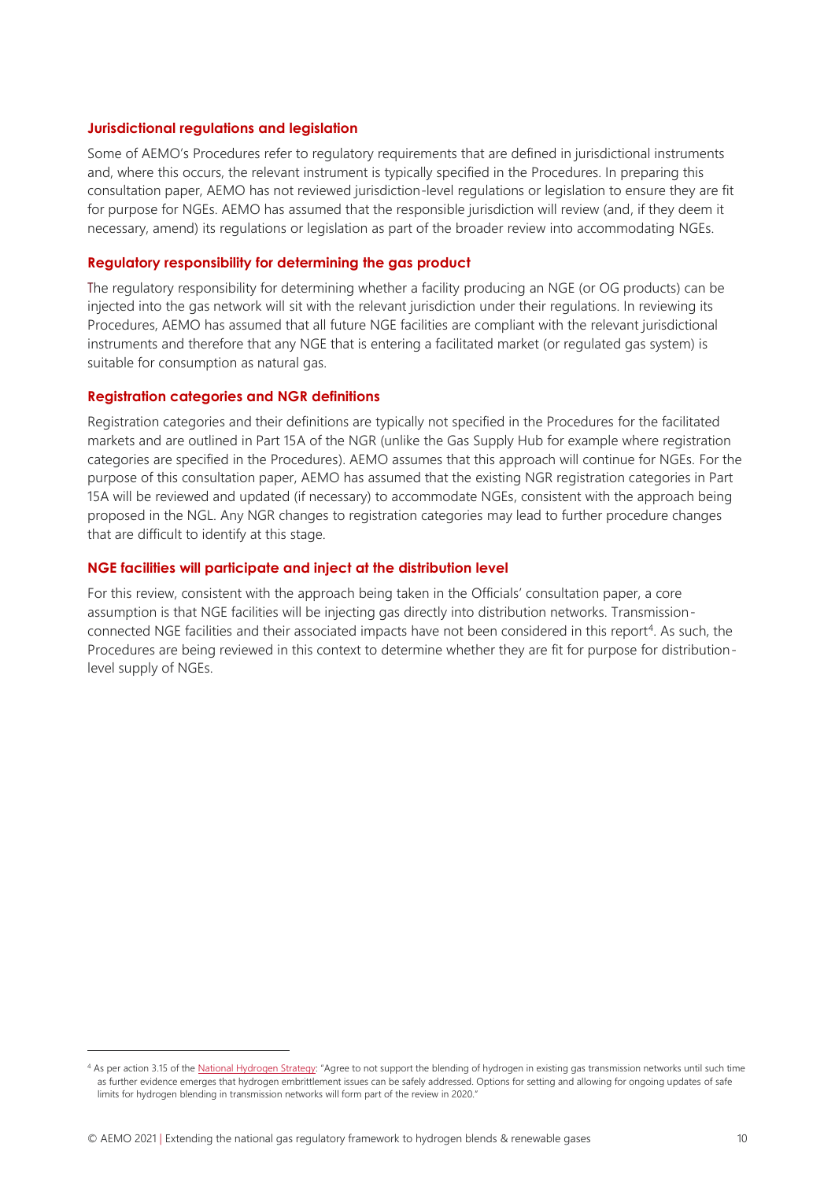### Jurisdictional regulations and legislation

Some of AEMO's Procedures refer to regulatory requirements that are defined in jurisdictional instruments and, where this occurs, the relevant instrument is typically specified in the Procedures. In preparing this consultation paper, AEMO has not reviewed jurisdiction-level regulations or legislation to ensure they are fit for purpose for NGEs. AEMO has assumed that the responsible jurisdiction will review (and, if they deem it necessary, amend) its regulations or legislation as part of the broader review into accommodating NGEs.

### Regulatory responsibility for determining the gas product

The regulatory responsibility for determining whether a facility producing an NGE (or OG products) can be injected into the gas network will sit with the relevant jurisdiction under their regulations. In reviewing its Procedures, AEMO has assumed that all future NGE facilities are compliant with the relevant jurisdictional instruments and therefore that any NGE that is entering a facilitated market (or regulated gas system) is suitable for consumption as natural gas.

### Registration categories and NGR definitions

Registration categories and their definitions are typically not specified in the Procedures for the facilitated markets and are outlined in Part 15A of the NGR (unlike the Gas Supply Hub for example where registration categories are specified in the Procedures). AEMO assumes that this approach will continue for NGEs. For the purpose of this consultation paper, AEMO has assumed that the existing NGR registration categories in Part 15A will be reviewed and updated (if necessary) to accommodate NGEs, consistent with the approach being proposed in the NGL. Any NGR changes to registration categories may lead to further procedure changes that are difficult to identify at this stage.

### NGE facilities will participate and inject at the distribution level

For this review, consistent with the approach being taken in the Officials' consultation paper, a core assumption is that NGE facilities will be injecting gas directly into distribution networks. Transmission-connected NGE facilities and their associated impacts have not been considered in this report[4]. As such, the Procedures are being reviewed in this context to determine whether they are fit for purpose for distribution-level supply of NGEs.

---

[4] As per action 3.15 of the National Hydrogen Strategy: "Agree to not support the blending of hydrogen in existing gas transmission networks until such time as further evidence emerges that hydrogen embrittlement issues can be safely addressed. Options for setting and allowing for ongoing updates of safe limits for hydrogen blending in transmission networks will form part of the review in 2020."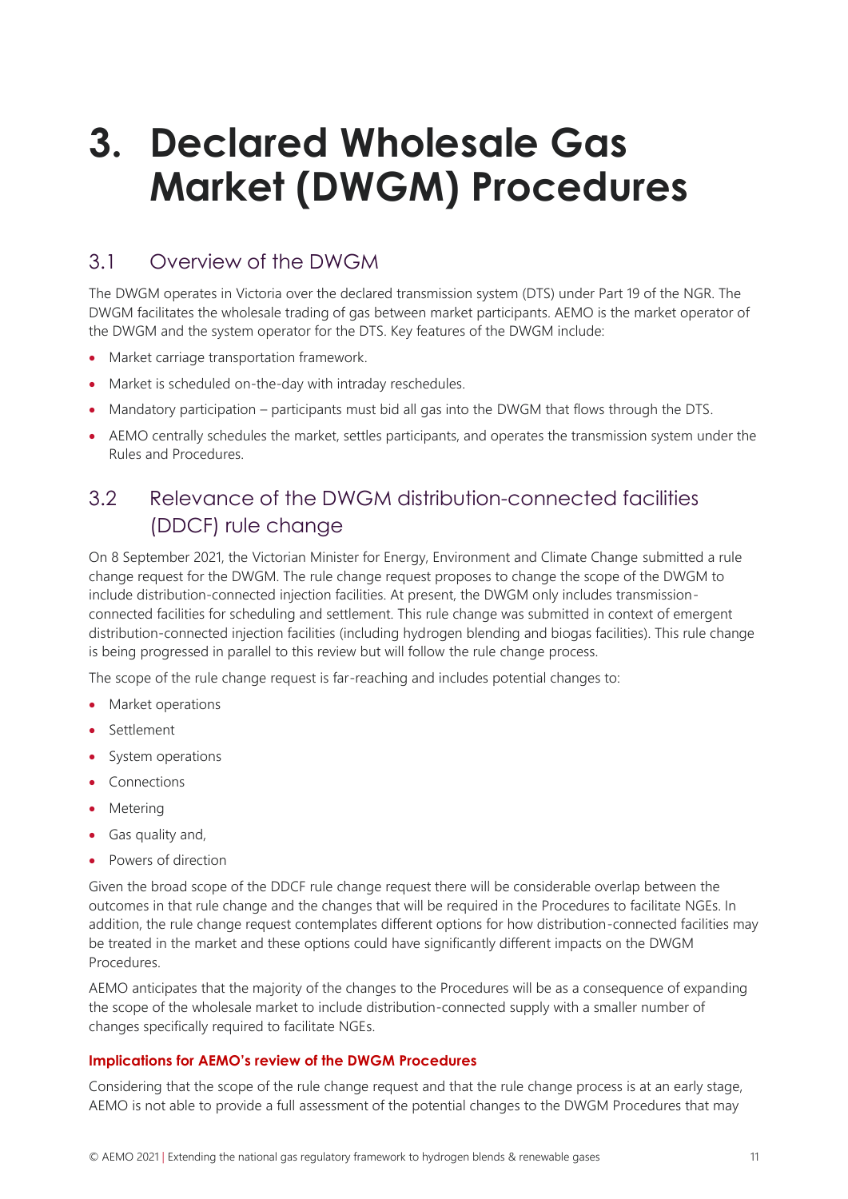# 3. Declared Wholesale Gas Market (DWGM) Procedures

## 3.1 Overview of the DWGM

The DWGM operates in Victoria over the declared transmission system (DTS) under Part 19 of the NGR. The DWGM facilitates the wholesale trading of gas between market participants. AEMO is the market operator of the DWGM and the system operator for the DTS. Key features of the DWGM include:

- Market carriage transportation framework.
- Market is scheduled on-the-day with intraday reschedules.
- Mandatory participation – participants must bid all gas into the DWGM that flows through the DTS.
- AEMO centrally schedules the market, settles participants, and operates the transmission system under the Rules and Procedures.

## 3.2 Relevance of the DWGM distribution-connected facilities (DDCF) rule change

On 8 September 2021, the Victorian Minister for Energy, Environment and Climate Change submitted a rule change request for the DWGM. The rule change request proposes to change the scope of the DWGM to include distribution-connected injection facilities. At present, the DWGM only includes transmission-connected facilities for scheduling and settlement. This rule change was submitted in context of emergent distribution-connected injection facilities (including hydrogen blending and biogas facilities). This rule change is being progressed in parallel to this review but will follow the rule change process.

The scope of the rule change request is far-reaching and includes potential changes to:

- Market operations
- Settlement
- System operations
- Connections
- Metering
- Gas quality and,
- Powers of direction

Given the broad scope of the DDCF rule change request there will be considerable overlap between the outcomes in that rule change and the changes that will be required in the Procedures to facilitate NGEs. In addition, the rule change request contemplates different options for how distribution-connected facilities may be treated in the market and these options could have significantly different impacts on the DWGM Procedures.

AEMO anticipates that the majority of the changes to the Procedures will be as a consequence of expanding the scope of the wholesale market to include distribution-connected supply with a smaller number of changes specifically required to facilitate NGEs.

#### Implications for AEMO's review of the DWGM Procedures

Considering that the scope of the rule change request and that the rule change process is at an early stage, AEMO is not able to provide a full assessment of the potential changes to the DWGM Procedures that may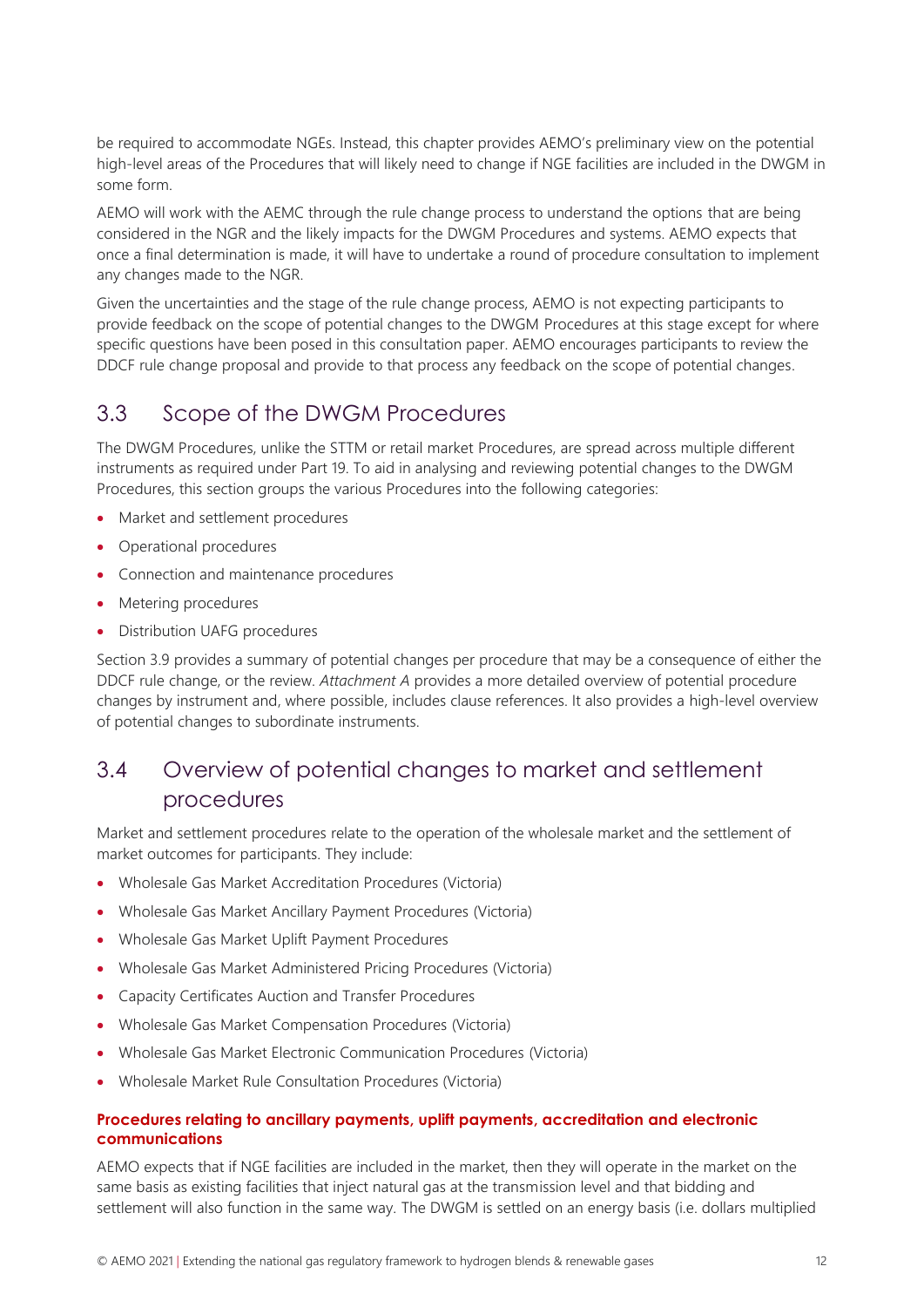be required to accommodate NGEs. Instead, this chapter provides AEMO's preliminary view on the potential high-level areas of the Procedures that will likely need to change if NGE facilities are included in the DWGM in some form.

AEMO will work with the AEMC through the rule change process to understand the options that are being considered in the NGR and the likely impacts for the DWGM Procedures and systems. AEMO expects that once a final determination is made, it will have to undertake a round of procedure consultation to implement any changes made to the NGR.

Given the uncertainties and the stage of the rule change process, AEMO is not expecting participants to provide feedback on the scope of potential changes to the DWGM Procedures at this stage except for where specific questions have been posed in this consultation paper. AEMO encourages participants to review the DDCF rule change proposal and provide to that process any feedback on the scope of potential changes.

## 3.3 Scope of the DWGM Procedures

The DWGM Procedures, unlike the STTM or retail market Procedures, are spread across multiple different instruments as required under Part 19. To aid in analysing and reviewing potential changes to the DWGM Procedures, this section groups the various Procedures into the following categories:

- Market and settlement procedures
- Operational procedures
- Connection and maintenance procedures
- Metering procedures
- Distribution UAFG procedures

Section 3.9 provides a summary of potential changes per procedure that may be a consequence of either the DDCF rule change, or the review. *Attachment A* provides a more detailed overview of potential procedure changes by instrument and, where possible, includes clause references. It also provides a high-level overview of potential changes to subordinate instruments.

## 3.4 Overview of potential changes to market and settlement procedures

Market and settlement procedures relate to the operation of the wholesale market and the settlement of market outcomes for participants. They include:

- Wholesale Gas Market Accreditation Procedures (Victoria)
- Wholesale Gas Market Ancillary Payment Procedures (Victoria)
- Wholesale Gas Market Uplift Payment Procedures
- Wholesale Gas Market Administered Pricing Procedures (Victoria)
- Capacity Certificates Auction and Transfer Procedures
- Wholesale Gas Market Compensation Procedures (Victoria)
- Wholesale Gas Market Electronic Communication Procedures (Victoria)
- Wholesale Market Rule Consultation Procedures (Victoria)

#### Procedures relating to ancillary payments, uplift payments, accreditation and electronic communications

AEMO expects that if NGE facilities are included in the market, then they will operate in the market on the same basis as existing facilities that inject natural gas at the transmission level and that bidding and settlement will also function in the same way. The DWGM is settled on an energy basis (i.e. dollars multiplied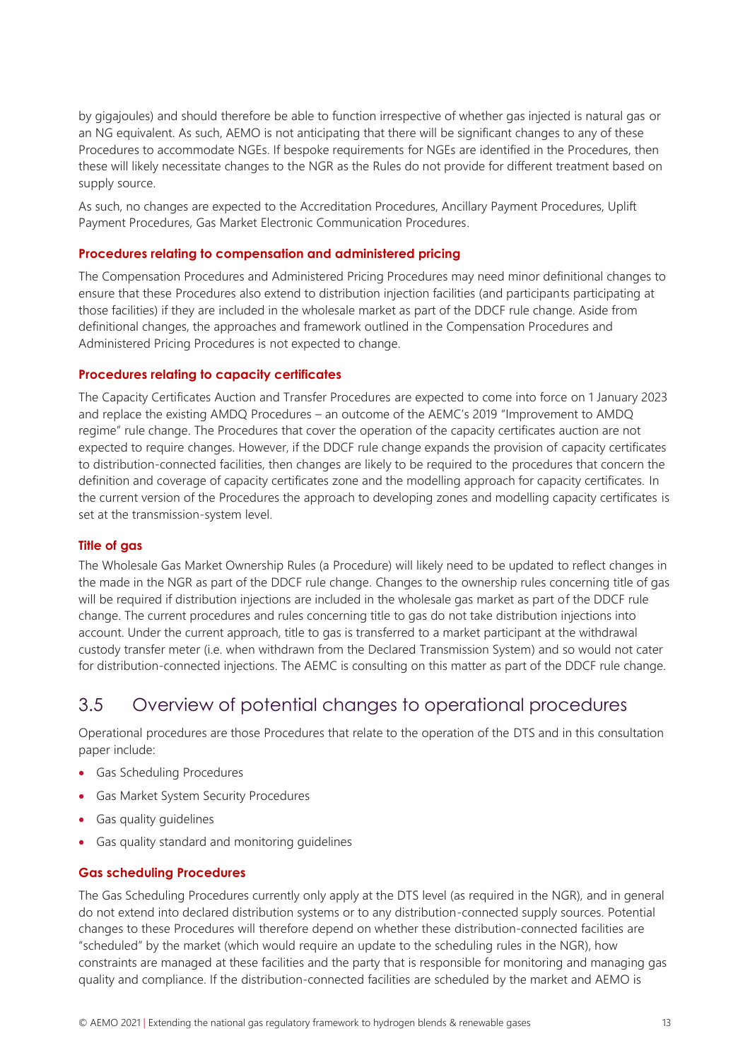by gigajoules) and should therefore be able to function irrespective of whether gas injected is natural gas or an NG equivalent. As such, AEMO is not anticipating that there will be significant changes to any of these Procedures to accommodate NGEs. If bespoke requirements for NGEs are identified in the Procedures, then these will likely necessitate changes to the NGR as the Rules do not provide for different treatment based on supply source.

As such, no changes are expected to the Accreditation Procedures, Ancillary Payment Procedures, Uplift Payment Procedures, Gas Market Electronic Communication Procedures.

#### Procedures relating to compensation and administered pricing

The Compensation Procedures and Administered Pricing Procedures may need minor definitional changes to ensure that these Procedures also extend to distribution injection facilities (and participants participating at those facilities) if they are included in the wholesale market as part of the DDCF rule change. Aside from definitional changes, the approaches and framework outlined in the Compensation Procedures and Administered Pricing Procedures is not expected to change.

#### Procedures relating to capacity certificates

The Capacity Certificates Auction and Transfer Procedures are expected to come into force on 1 January 2023 and replace the existing AMDQ Procedures – an outcome of the AEMC's 2019 "Improvement to AMDQ regime" rule change. The Procedures that cover the operation of the capacity certificates auction are not expected to require changes. However, if the DDCF rule change expands the provision of capacity certificates to distribution-connected facilities, then changes are likely to be required to the procedures that concern the definition and coverage of capacity certificates zone and the modelling approach for capacity certificates. In the current version of the Procedures the approach to developing zones and modelling capacity certificates is set at the transmission-system level.

#### Title of gas

The Wholesale Gas Market Ownership Rules (a Procedure) will likely need to be updated to reflect changes in the made in the NGR as part of the DDCF rule change. Changes to the ownership rules concerning title of gas will be required if distribution injections are included in the wholesale gas market as part of the DDCF rule change. The current procedures and rules concerning title to gas do not take distribution injections into account. Under the current approach, title to gas is transferred to a market participant at the withdrawal custody transfer meter (i.e. when withdrawn from the Declared Transmission System) and so would not cater for distribution-connected injections. The AEMC is consulting on this matter as part of the DDCF rule change.

## 3.5 Overview of potential changes to operational procedures

Operational procedures are those Procedures that relate to the operation of the DTS and in this consultation paper include:

- Gas Scheduling Procedures
- Gas Market System Security Procedures
- Gas quality guidelines
- Gas quality standard and monitoring guidelines

#### Gas scheduling Procedures

The Gas Scheduling Procedures currently only apply at the DTS level (as required in the NGR), and in general do not extend into declared distribution systems or to any distribution-connected supply sources. Potential changes to these Procedures will therefore depend on whether these distribution-connected facilities are "scheduled" by the market (which would require an update to the scheduling rules in the NGR), how constraints are managed at these facilities and the party that is responsible for monitoring and managing gas quality and compliance. If the distribution-connected facilities are scheduled by the market and AEMO is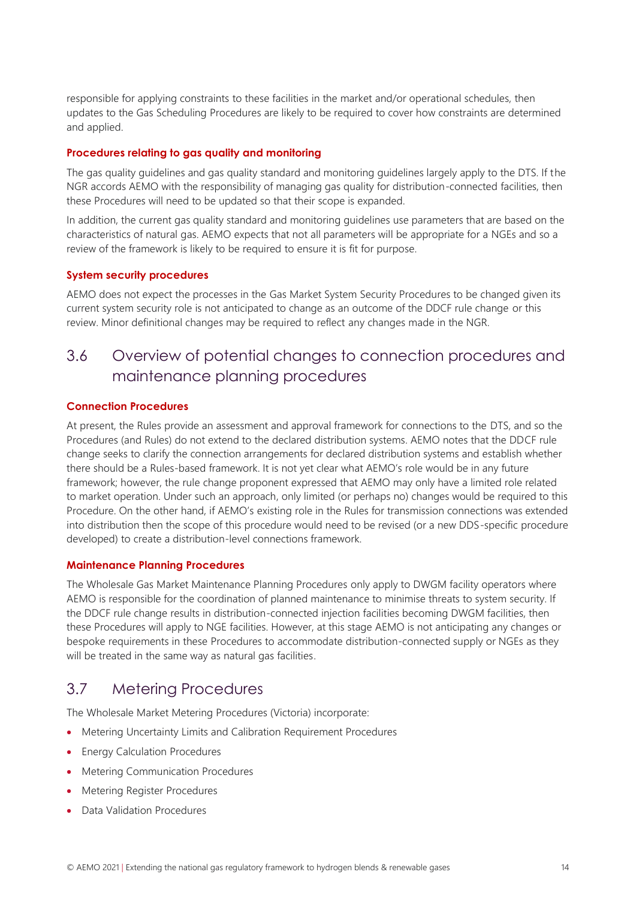responsible for applying constraints to these facilities in the market and/or operational schedules, then updates to the Gas Scheduling Procedures are likely to be required to cover how constraints are determined and applied.

#### Procedures relating to gas quality and monitoring

The gas quality guidelines and gas quality standard and monitoring guidelines largely apply to the DTS. If the NGR accords AEMO with the responsibility of managing gas quality for distribution-connected facilities, then these Procedures will need to be updated so that their scope is expanded.

In addition, the current gas quality standard and monitoring guidelines use parameters that are based on the characteristics of natural gas. AEMO expects that not all parameters will be appropriate for a NGEs and so a review of the framework is likely to be required to ensure it is fit for purpose.

#### System security procedures

AEMO does not expect the processes in the Gas Market System Security Procedures to be changed given its current system security role is not anticipated to change as an outcome of the DDCF rule change or this review. Minor definitional changes may be required to reflect any changes made in the NGR.

## 3.6 Overview of potential changes to connection procedures and maintenance planning procedures

#### Connection Procedures

At present, the Rules provide an assessment and approval framework for connections to the DTS, and so the Procedures (and Rules) do not extend to the declared distribution systems. AEMO notes that the DDCF rule change seeks to clarify the connection arrangements for declared distribution systems and establish whether there should be a Rules-based framework. It is not yet clear what AEMO's role would be in any future framework; however, the rule change proponent expressed that AEMO may only have a limited role related to market operation. Under such an approach, only limited (or perhaps no) changes would be required to this Procedure. On the other hand, if AEMO's existing role in the Rules for transmission connections was extended into distribution then the scope of this procedure would need to be revised (or a new DDS-specific procedure developed) to create a distribution-level connections framework.

#### Maintenance Planning Procedures

The Wholesale Gas Market Maintenance Planning Procedures only apply to DWGM facility operators where AEMO is responsible for the coordination of planned maintenance to minimise threats to system security. If the DDCF rule change results in distribution-connected injection facilities becoming DWGM facilities, then these Procedures will apply to NGE facilities. However, at this stage AEMO is not anticipating any changes or bespoke requirements in these Procedures to accommodate distribution-connected supply or NGEs as they will be treated in the same way as natural gas facilities.

## 3.7 Metering Procedures

The Wholesale Market Metering Procedures (Victoria) incorporate:

- Metering Uncertainty Limits and Calibration Requirement Procedures
- Energy Calculation Procedures
- Metering Communication Procedures
- Metering Register Procedures
- Data Validation Procedures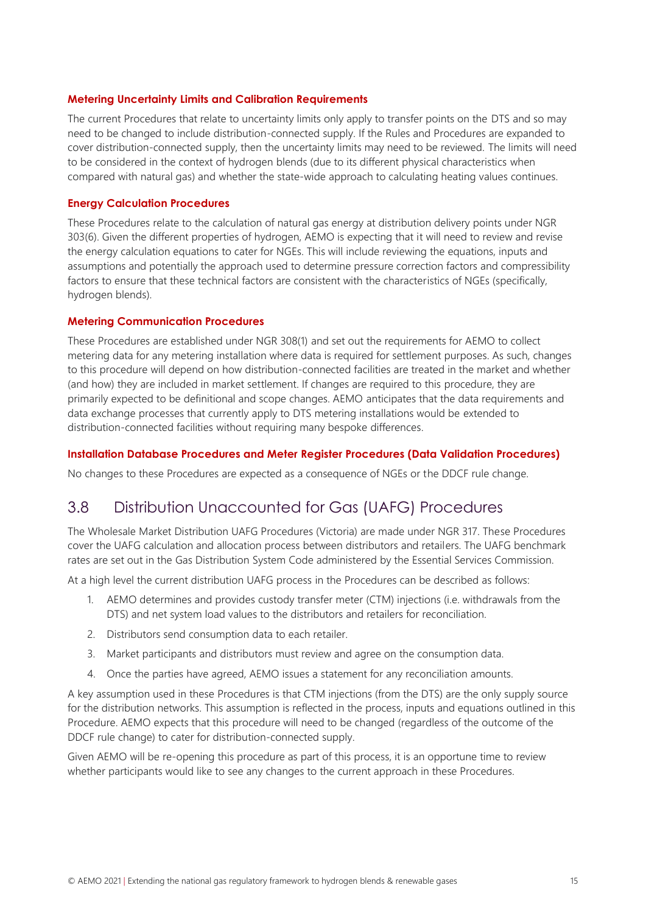#### Metering Uncertainty Limits and Calibration Requirements

The current Procedures that relate to uncertainty limits only apply to transfer points on the DTS and so may need to be changed to include distribution-connected supply. If the Rules and Procedures are expanded to cover distribution-connected supply, then the uncertainty limits may need to be reviewed. The limits will need to be considered in the context of hydrogen blends (due to its different physical characteristics when compared with natural gas) and whether the state-wide approach to calculating heating values continues.

#### Energy Calculation Procedures

These Procedures relate to the calculation of natural gas energy at distribution delivery points under NGR 303(6). Given the different properties of hydrogen, AEMO is expecting that it will need to review and revise the energy calculation equations to cater for NGEs. This will include reviewing the equations, inputs and assumptions and potentially the approach used to determine pressure correction factors and compressibility factors to ensure that these technical factors are consistent with the characteristics of NGEs (specifically, hydrogen blends).

#### Metering Communication Procedures

These Procedures are established under NGR 308(1) and set out the requirements for AEMO to collect metering data for any metering installation where data is required for settlement purposes. As such, changes to this procedure will depend on how distribution-connected facilities are treated in the market and whether (and how) they are included in market settlement. If changes are required to this procedure, they are primarily expected to be definitional and scope changes. AEMO anticipates that the data requirements and data exchange processes that currently apply to DTS metering installations would be extended to distribution-connected facilities without requiring many bespoke differences.

#### Installation Database Procedures and Meter Register Procedures (Data Validation Procedures)

No changes to these Procedures are expected as a consequence of NGEs or the DDCF rule change.

## 3.8 Distribution Unaccounted for Gas (UAFG) Procedures

The Wholesale Market Distribution UAFG Procedures (Victoria) are made under NGR 317. These Procedures cover the UAFG calculation and allocation process between distributors and retailers. The UAFG benchmark rates are set out in the Gas Distribution System Code administered by the Essential Services Commission.

At a high level the current distribution UAFG process in the Procedures can be described as follows:

1. AEMO determines and provides custody transfer meter (CTM) injections (i.e. withdrawals from the DTS) and net system load values to the distributors and retailers for reconciliation.
2. Distributors send consumption data to each retailer.
3. Market participants and distributors must review and agree on the consumption data.
4. Once the parties have agreed, AEMO issues a statement for any reconciliation amounts.

A key assumption used in these Procedures is that CTM injections (from the DTS) are the only supply source for the distribution networks. This assumption is reflected in the process, inputs and equations outlined in this Procedure. AEMO expects that this procedure will need to be changed (regardless of the outcome of the DDCF rule change) to cater for distribution-connected supply.

Given AEMO will be re-opening this procedure as part of this process, it is an opportune time to review whether participants would like to see any changes to the current approach in these Procedures.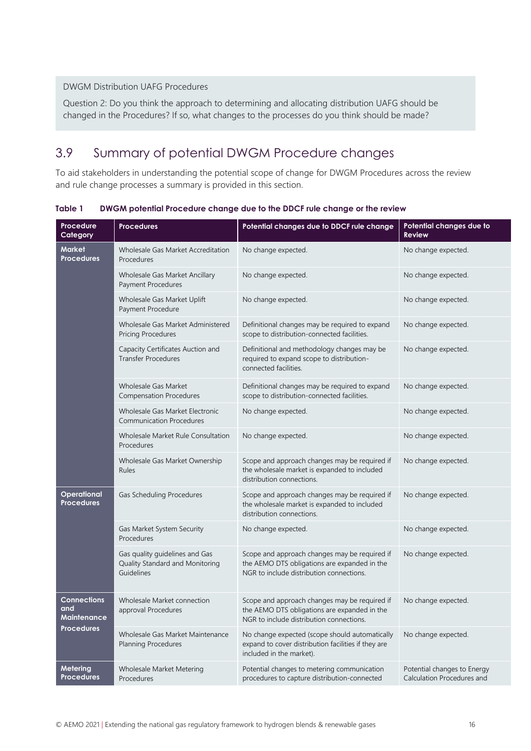DWGM Distribution UAFG Procedures

Question 2: Do you think the approach to determining and allocating distribution UAFG should be changed in the Procedures? If so, what changes to the processes do you think should be made?

## 3.9 Summary of potential DWGM Procedure changes

To aid stakeholders in understanding the potential scope of change for DWGM Procedures across the review and rule change processes a summary is provided in this section.

**Table 1 DWGM potential Procedure change due to the DDCF rule change or the review**

| Procedure Category | Procedures | Potential changes due to DDCF rule change | Potential changes due to Review |
|---|---|---|---|
| **Market Procedures** | Wholesale Gas Market Accreditation Procedures | No change expected. | No change expected. |
| | Wholesale Gas Market Ancillary Payment Procedures | No change expected. | No change expected. |
| | Wholesale Gas Market Uplift Payment Procedure | No change expected. | No change expected. |
| | Wholesale Gas Market Administered Pricing Procedures | Definitional changes may be required to expand scope to distribution-connected facilities. | No change expected. |
| | Capacity Certificates Auction and Transfer Procedures | Definitional and methodology changes may be required to expand scope to distribution-connected facilities. | No change expected. |
| | Wholesale Gas Market Compensation Procedures | Definitional changes may be required to expand scope to distribution-connected facilities. | No change expected. |
| | Wholesale Gas Market Electronic Communication Procedures | No change expected. | No change expected. |
| | Wholesale Market Rule Consultation Procedures | No change expected. | No change expected. |
| | Wholesale Gas Market Ownership Rules | Scope and approach changes may be required if the wholesale market is expanded to included distribution connections. | No change expected. |
| **Operational Procedures** | Gas Scheduling Procedures | Scope and approach changes may be required if the wholesale market is expanded to included distribution connections. | No change expected. |
| | Gas Market System Security Procedures | No change expected. | No change expected. |
| | Gas quality guidelines and Gas Quality Standard and Monitoring Guidelines | Scope and approach changes may be required if the AEMO DTS obligations are expanded in the NGR to include distribution connections. | No change expected. |
| **Connections and Maintenance Procedures** | Wholesale Market connection approval Procedures | Scope and approach changes may be required if the AEMO DTS obligations are expanded in the NGR to include distribution connections. | No change expected. |
| | Wholesale Gas Market Maintenance Planning Procedures | No change expected (scope should automatically expand to cover distribution facilities if they are included in the market). | No change expected. |
| **Metering Procedures** | Wholesale Market Metering Procedures | Potential changes to metering communication procedures to capture distribution-connected | Potential changes to Energy Calculation Procedures and |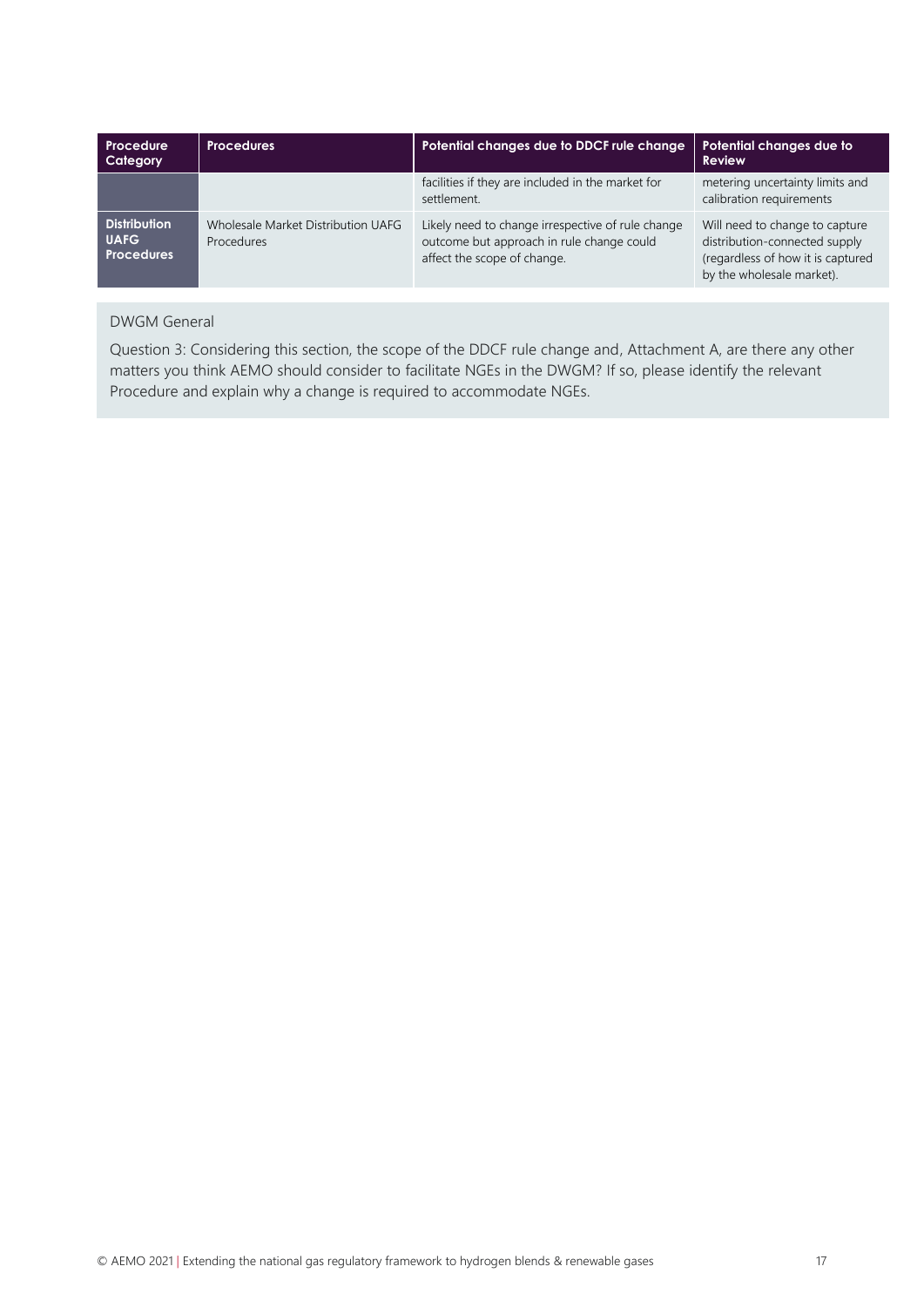| Procedure Category | Procedures | Potential changes due to DDCF rule change | Potential changes due to Review |
|---|---|---|---|
| | | facilities if they are included in the market for settlement. | metering uncertainty limits and calibration requirements |
| **Distribution UAFG Procedures** | Wholesale Market Distribution UAFG Procedures | Likely need to change irrespective of rule change outcome but approach in rule change could affect the scope of change. | Will need to change to capture distribution-connected supply (regardless of how it is captured by the wholesale market). |

DWGM General

Question 3: Considering this section, the scope of the DDCF rule change and, Attachment A, are there any other matters you think AEMO should consider to facilitate NGEs in the DWGM? If so, please identify the relevant Procedure and explain why a change is required to accommodate NGEs.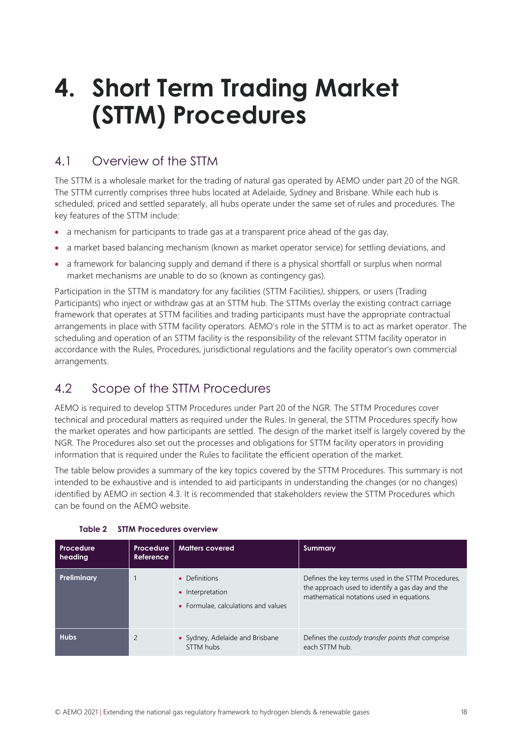# 4. Short Term Trading Market (STTM) Procedures

## 4.1 Overview of the STTM

The STTM is a wholesale market for the trading of natural gas operated by AEMO under part 20 of the NGR. The STTM currently comprises three hubs located at Adelaide, Sydney and Brisbane. While each hub is scheduled, priced and settled separately, all hubs operate under the same set of rules and procedures. The key features of the STTM include:

- a mechanism for participants to trade gas at a transparent price ahead of the gas day,
- a market based balancing mechanism (known as market operator service) for settling deviations, and
- a framework for balancing supply and demand if there is a physical shortfall or surplus when normal market mechanisms are unable to do so (known as contingency gas).

Participation in the STTM is mandatory for any facilities (STTM Facilities*)*, shippers, or users (Trading Participants) who inject or withdraw gas at an STTM hub. The STTMs overlay the existing contract carriage framework that operates at STTM facilities and trading participants must have the appropriate contractual arrangements in place with STTM facility operators. AEMO's role in the STTM is to act as market operator. The scheduling and operation of an STTM facility is the responsibility of the relevant STTM facility operator in accordance with the Rules, Procedures, jurisdictional regulations and the facility operator's own commercial arrangements.

## 4.2 Scope of the STTM Procedures

AEMO is required to develop STTM Procedures under Part 20 of the NGR. The STTM Procedures cover technical and procedural matters as required under the Rules. In general, the STTM Procedures specify how the market operates and how participants are settled. The design of the market itself is largely covered by the NGR. The Procedures also set out the processes and obligations for STTM facility operators in providing information that is required under the Rules to facilitate the efficient operation of the market.

The table below provides a summary of the key topics covered by the STTM Procedures. This summary is not intended to be exhaustive and is intended to aid participants in understanding the changes (or no changes) identified by AEMO in section 4.3. It is recommended that stakeholders review the STTM Procedures which can be found on the AEMO website.

**Table 2 STTM Procedures overview**

| Procedure heading | Procedure Reference | Matters covered | Summary |
|---|---|---|---|
| **Preliminary** | 1 | • Definitions<br>• Interpretation<br>• Formulae, calculations and values | Defines the key terms used in the STTM Procedures, the approach used to identify a gas day and the mathematical notations used in equations. |
| **Hubs** | 2 | • Sydney, Adelaide and Brisbane STTM hubs | Defines the *custody transfer points that* comprise each STTM hub. |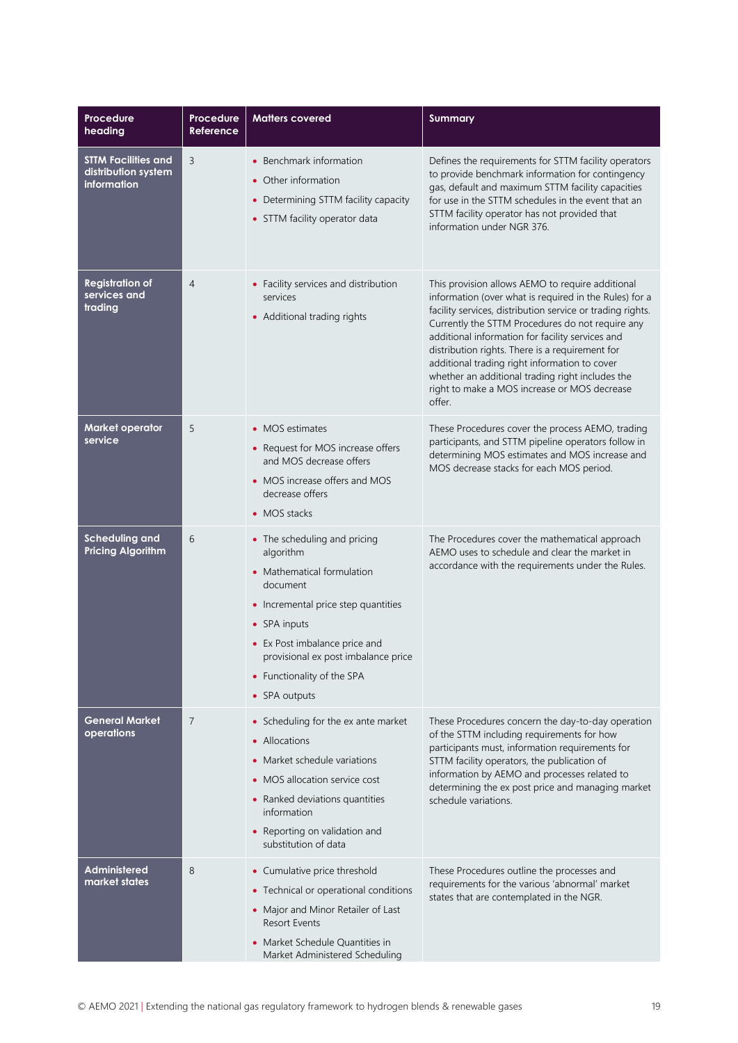| Procedure heading | Procedure Reference | Matters covered | Summary |
|---|---|---|---|
| **STTM Facilities and distribution system information** | 3 | • Benchmark information<br>• Other information<br>• Determining STTM facility capacity<br>• STTM facility operator data | Defines the requirements for STTM facility operators to provide benchmark information for contingency gas, default and maximum STTM facility capacities for use in the STTM schedules in the event that an STTM facility operator has not provided that information under NGR 376. |
| **Registration of services and trading** | 4 | • Facility services and distribution services<br>• Additional trading rights | This provision allows AEMO to require additional information (over what is required in the Rules) for a facility services, distribution service or trading rights. Currently the STTM Procedures do not require any additional information for facility services and distribution rights. There is a requirement for additional trading right information to cover whether an additional trading right includes the right to make a MOS increase or MOS decrease offer. |
| **Market operator service** | 5 | • MOS estimates<br>• Request for MOS increase offers and MOS decrease offers<br>• MOS increase offers and MOS decrease offers<br>• MOS stacks | These Procedures cover the process AEMO, trading participants, and STTM pipeline operators follow in determining MOS estimates and MOS increase and MOS decrease stacks for each MOS period. |
| **Scheduling and Pricing Algorithm** | 6 | • The scheduling and pricing algorithm<br>• Mathematical formulation document<br>• Incremental price step quantities<br>• SPA inputs<br>• Ex Post imbalance price and provisional ex post imbalance price<br>• Functionality of the SPA<br>• SPA outputs | The Procedures cover the mathematical approach AEMO uses to schedule and clear the market in accordance with the requirements under the Rules. |
| **General Market operations** | 7 | • Scheduling for the ex ante market<br>• Allocations<br>• Market schedule variations<br>• MOS allocation service cost<br>• Ranked deviations quantities information<br>• Reporting on validation and substitution of data | These Procedures concern the day-to-day operation of the STTM including requirements for how participants must, information requirements for STTM facility operators, the publication of information by AEMO and processes related to determining the ex post price and managing market schedule variations. |
| **Administered market states** | 8 | • Cumulative price threshold<br>• Technical or operational conditions<br>• Major and Minor Retailer of Last Resort Events<br>• Market Schedule Quantities in Market Administered Scheduling | These Procedures outline the processes and requirements for the various 'abnormal' market states that are contemplated in the NGR. |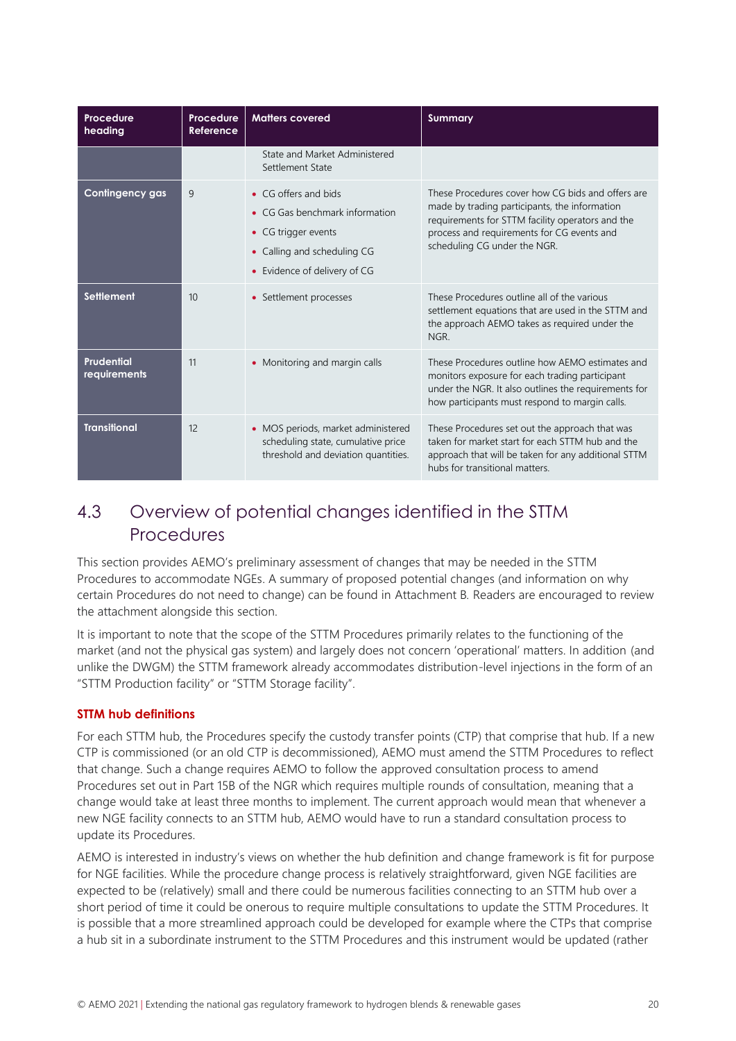| Procedure heading | Procedure Reference | Matters covered | Summary |
|---|---|---|---|
| | | State and Market Administered Settlement State | |
| **Contingency gas** | 9 | • CG offers and bids<br>• CG Gas benchmark information<br>• CG trigger events<br>• Calling and scheduling CG<br>• Evidence of delivery of CG | These Procedures cover how CG bids and offers are made by trading participants, the information requirements for STTM facility operators and the process and requirements for CG events and scheduling CG under the NGR. |
| **Settlement** | 10 | • Settlement processes | These Procedures outline all of the various settlement equations that are used in the STTM and the approach AEMO takes as required under the NGR. |
| **Prudential requirements** | 11 | • Monitoring and margin calls | These Procedures outline how AEMO estimates and monitors exposure for each trading participant under the NGR. It also outlines the requirements for how participants must respond to margin calls. |
| **Transitional** | 12 | • MOS periods, market administered scheduling state, cumulative price threshold and deviation quantities. | These Procedures set out the approach that was taken for market start for each STTM hub and the approach that will be taken for any additional STTM hubs for transitional matters. |

## 4.3 Overview of potential changes identified in the STTM Procedures

This section provides AEMO's preliminary assessment of changes that may be needed in the STTM Procedures to accommodate NGEs. A summary of proposed potential changes (and information on why certain Procedures do not need to change) can be found in Attachment B. Readers are encouraged to review the attachment alongside this section.

It is important to note that the scope of the STTM Procedures primarily relates to the functioning of the market (and not the physical gas system) and largely does not concern 'operational' matters. In addition (and unlike the DWGM) the STTM framework already accommodates distribution-level injections in the form of an "STTM Production facility" or "STTM Storage facility".

### STTM hub definitions

For each STTM hub, the Procedures specify the custody transfer points (CTP) that comprise that hub. If a new CTP is commissioned (or an old CTP is decommissioned), AEMO must amend the STTM Procedures to reflect that change. Such a change requires AEMO to follow the approved consultation process to amend Procedures set out in Part 15B of the NGR which requires multiple rounds of consultation, meaning that a change would take at least three months to implement. The current approach would mean that whenever a new NGE facility connects to an STTM hub, AEMO would have to run a standard consultation process to update its Procedures.

AEMO is interested in industry's views on whether the hub definition and change framework is fit for purpose for NGE facilities. While the procedure change process is relatively straightforward, given NGE facilities are expected to be (relatively) small and there could be numerous facilities connecting to an STTM hub over a short period of time it could be onerous to require multiple consultations to update the STTM Procedures. It is possible that a more streamlined approach could be developed for example where the CTPs that comprise a hub sit in a subordinate instrument to the STTM Procedures and this instrument would be updated (rather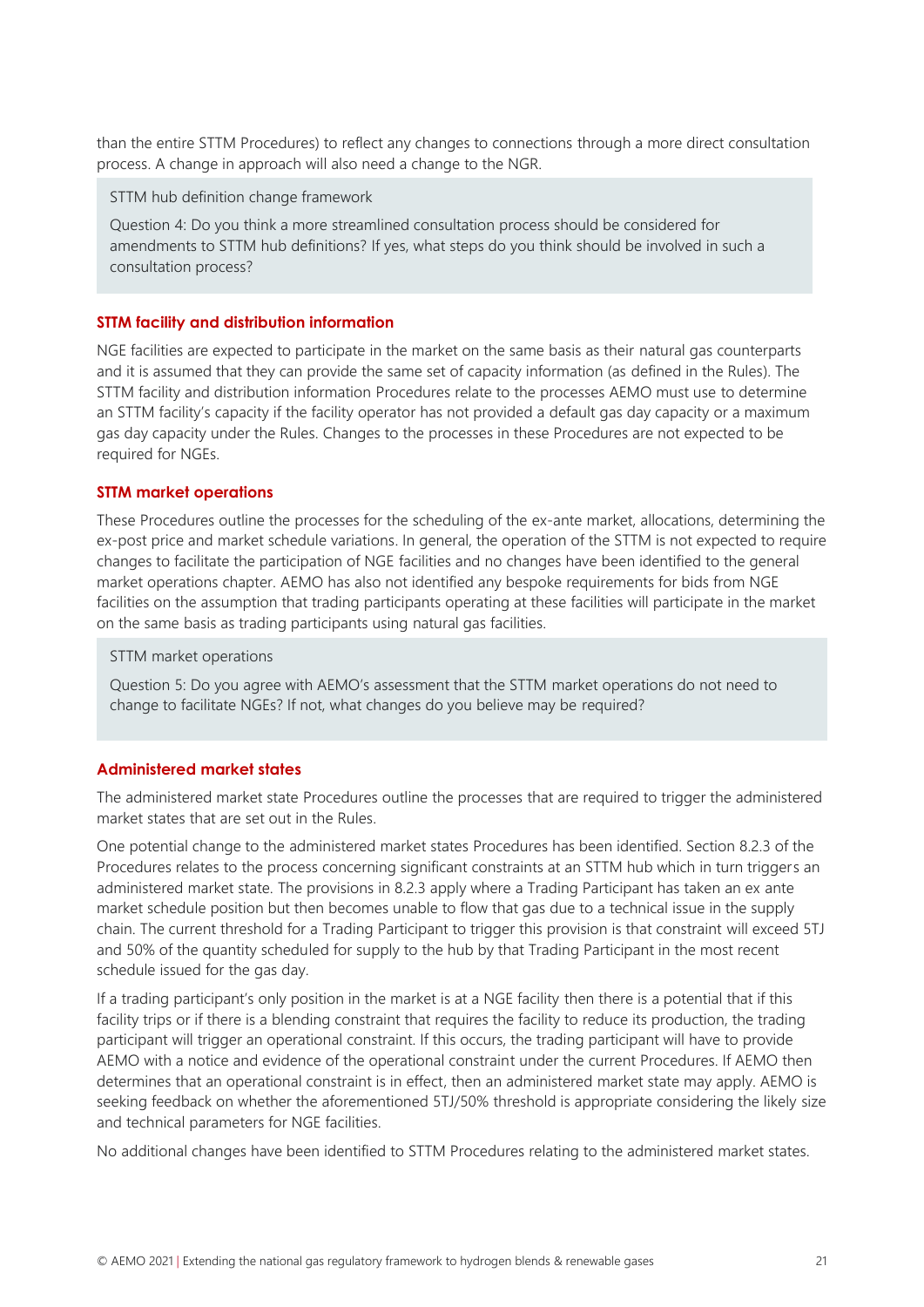than the entire STTM Procedures) to reflect any changes to connections through a more direct consultation process. A change in approach will also need a change to the NGR.

> STTM hub definition change framework
>
> Question 4: Do you think a more streamlined consultation process should be considered for amendments to STTM hub definitions? If yes, what steps do you think should be involved in such a consultation process?

### STTM facility and distribution information

NGE facilities are expected to participate in the market on the same basis as their natural gas counterparts and it is assumed that they can provide the same set of capacity information (as defined in the Rules). The STTM facility and distribution information Procedures relate to the processes AEMO must use to determine an STTM facility's capacity if the facility operator has not provided a default gas day capacity or a maximum gas day capacity under the Rules. Changes to the processes in these Procedures are not expected to be required for NGEs.

### STTM market operations

These Procedures outline the processes for the scheduling of the ex-ante market, allocations, determining the ex-post price and market schedule variations. In general, the operation of the STTM is not expected to require changes to facilitate the participation of NGE facilities and no changes have been identified to the general market operations chapter. AEMO has also not identified any bespoke requirements for bids from NGE facilities on the assumption that trading participants operating at these facilities will participate in the market on the same basis as trading participants using natural gas facilities.

> STTM market operations
>
> Question 5: Do you agree with AEMO's assessment that the STTM market operations do not need to change to facilitate NGEs? If not, what changes do you believe may be required?

### Administered market states

The administered market state Procedures outline the processes that are required to trigger the administered market states that are set out in the Rules.

One potential change to the administered market states Procedures has been identified. Section 8.2.3 of the Procedures relates to the process concerning significant constraints at an STTM hub which in turn triggers an administered market state. The provisions in 8.2.3 apply where a Trading Participant has taken an ex ante market schedule position but then becomes unable to flow that gas due to a technical issue in the supply chain. The current threshold for a Trading Participant to trigger this provision is that constraint will exceed 5TJ and 50% of the quantity scheduled for supply to the hub by that Trading Participant in the most recent schedule issued for the gas day.

If a trading participant's only position in the market is at a NGE facility then there is a potential that if this facility trips or if there is a blending constraint that requires the facility to reduce its production, the trading participant will trigger an operational constraint. If this occurs, the trading participant will have to provide AEMO with a notice and evidence of the operational constraint under the current Procedures. If AEMO then determines that an operational constraint is in effect, then an administered market state may apply. AEMO is seeking feedback on whether the aforementioned 5TJ/50% threshold is appropriate considering the likely size and technical parameters for NGE facilities.

No additional changes have been identified to STTM Procedures relating to the administered market states.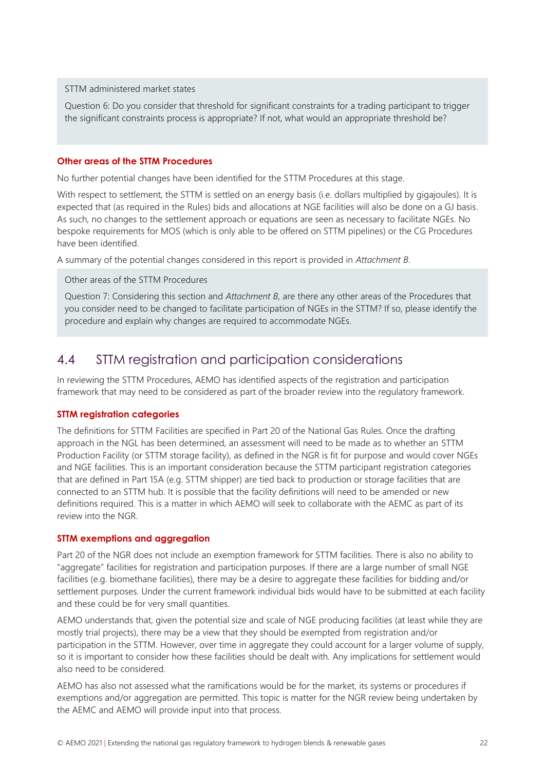> STTM administered market states
>
> Question 6: Do you consider that threshold for significant constraints for a trading participant to trigger the significant constraints process is appropriate? If not, what would an appropriate threshold be?

**Other areas of the STTM Procedures**

No further potential changes have been identified for the STTM Procedures at this stage.

With respect to settlement, the STTM is settled on an energy basis (i.e. dollars multiplied by gigajoules). It is expected that (as required in the Rules) bids and allocations at NGE facilities will also be done on a GJ basis. As such, no changes to the settlement approach or equations are seen as necessary to facilitate NGEs. No bespoke requirements for MOS (which is only able to be offered on STTM pipelines) or the CG Procedures have been identified.

A summary of the potential changes considered in this report is provided in *Attachment B*.

> Other areas of the STTM Procedures
>
> Question 7: Considering this section and *Attachment B*, are there any other areas of the Procedures that you consider need to be changed to facilitate participation of NGEs in the STTM? If so, please identify the procedure and explain why changes are required to accommodate NGEs.

## 4.4 STTM registration and participation considerations

In reviewing the STTM Procedures, AEMO has identified aspects of the registration and participation framework that may need to be considered as part of the broader review into the regulatory framework.

**STTM registration categories**

The definitions for STTM Facilities are specified in Part 20 of the National Gas Rules. Once the drafting approach in the NGL has been determined, an assessment will need to be made as to whether an STTM Production Facility (or STTM storage facility), as defined in the NGR is fit for purpose and would cover NGEs and NGE facilities. This is an important consideration because the STTM participant registration categories that are defined in Part 15A (e.g. STTM shipper) are tied back to production or storage facilities that are connected to an STTM hub. It is possible that the facility definitions will need to be amended or new definitions required. This is a matter in which AEMO will seek to collaborate with the AEMC as part of its review into the NGR.

**STTM exemptions and aggregation**

Part 20 of the NGR does not include an exemption framework for STTM facilities. There is also no ability to "aggregate" facilities for registration and participation purposes. If there are a large number of small NGE facilities (e.g. biomethane facilities), there may be a desire to aggregate these facilities for bidding and/or settlement purposes. Under the current framework individual bids would have to be submitted at each facility and these could be for very small quantities.

AEMO understands that, given the potential size and scale of NGE producing facilities (at least while they are mostly trial projects), there may be a view that they should be exempted from registration and/or participation in the STTM. However, over time in aggregate they could account for a larger volume of supply, so it is important to consider how these facilities should be dealt with. Any implications for settlement would also need to be considered.

AEMO has also not assessed what the ramifications would be for the market, its systems or procedures if exemptions and/or aggregation are permitted. This topic is matter for the NGR review being undertaken by the AEMC and AEMO will provide input into that process.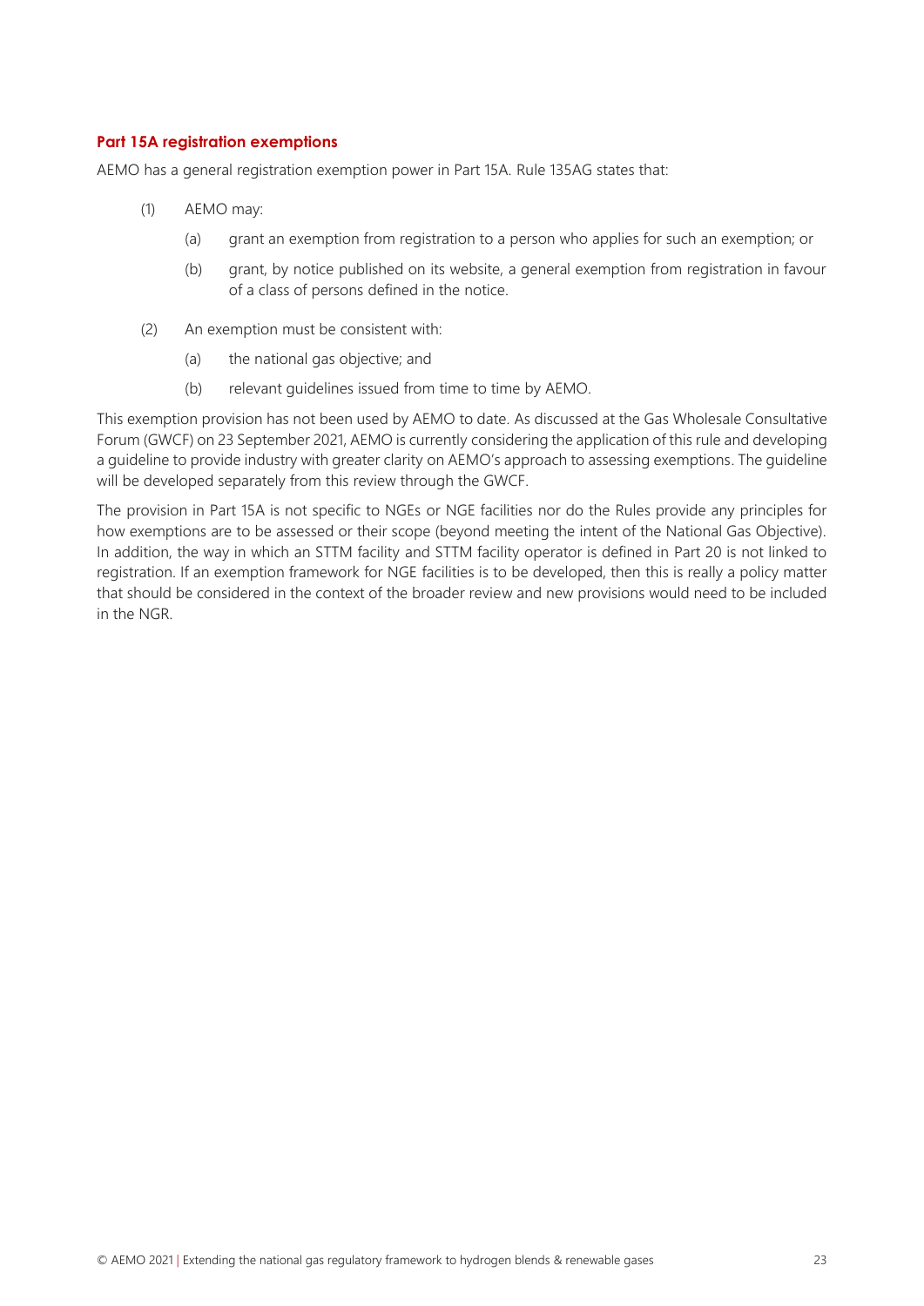### Part 15A registration exemptions

AEMO has a general registration exemption power in Part 15A. Rule 135AG states that:

(1) AEMO may:

  (a) grant an exemption from registration to a person who applies for such an exemption; or

  (b) grant, by notice published on its website, a general exemption from registration in favour of a class of persons defined in the notice.

(2) An exemption must be consistent with:

  (a) the national gas objective; and

  (b) relevant guidelines issued from time to time by AEMO.

This exemption provision has not been used by AEMO to date. As discussed at the Gas Wholesale Consultative Forum (GWCF) on 23 September 2021, AEMO is currently considering the application of this rule and developing a guideline to provide industry with greater clarity on AEMO's approach to assessing exemptions. The guideline will be developed separately from this review through the GWCF.

The provision in Part 15A is not specific to NGEs or NGE facilities nor do the Rules provide any principles for how exemptions are to be assessed or their scope (beyond meeting the intent of the National Gas Objective). In addition, the way in which an STTM facility and STTM facility operator is defined in Part 20 is not linked to registration. If an exemption framework for NGE facilities is to be developed, then this is really a policy matter that should be considered in the context of the broader review and new provisions would need to be included in the NGR.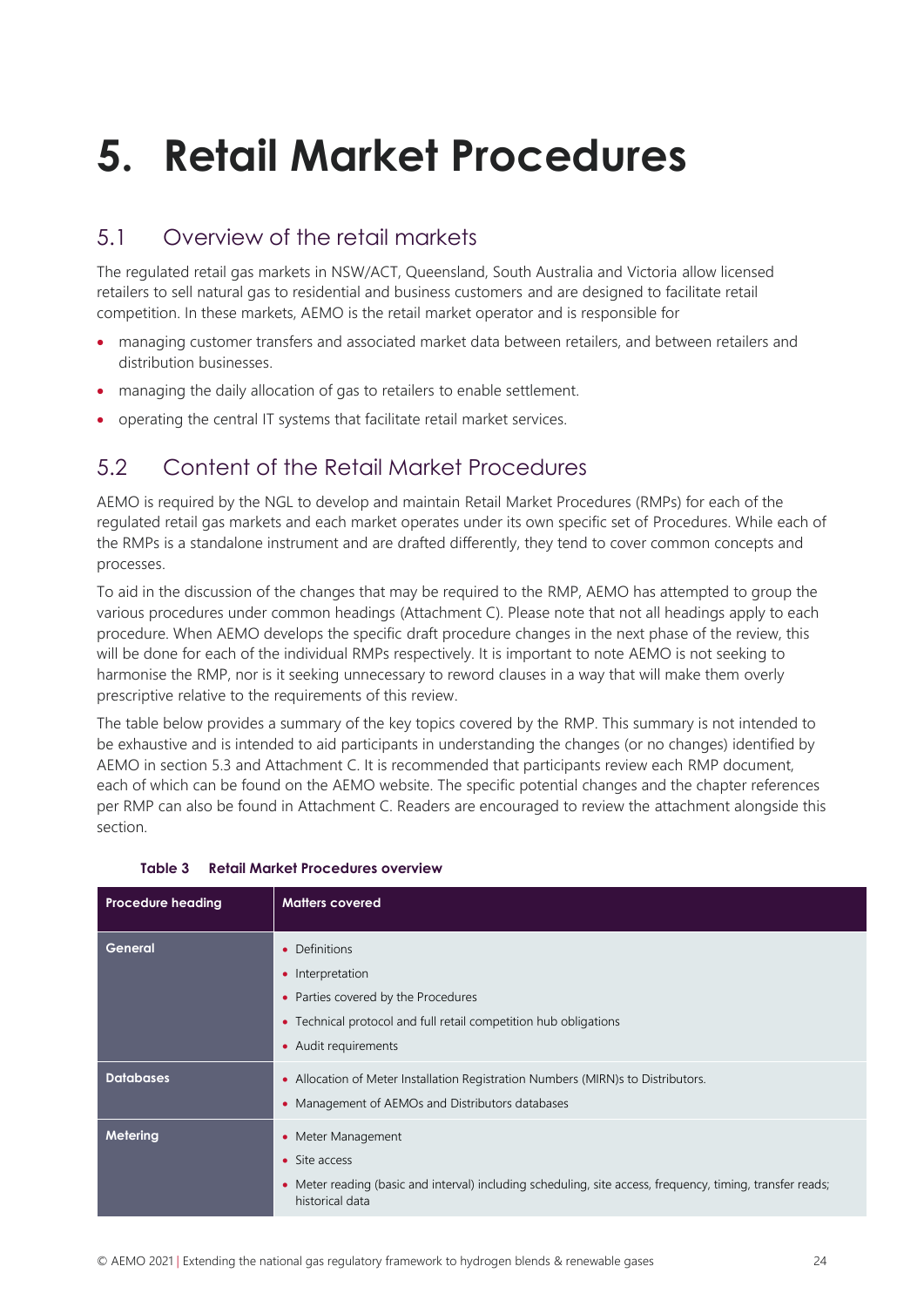# 5. Retail Market Procedures

## 5.1 Overview of the retail markets

The regulated retail gas markets in NSW/ACT, Queensland, South Australia and Victoria allow licensed retailers to sell natural gas to residential and business customers and are designed to facilitate retail competition. In these markets, AEMO is the retail market operator and is responsible for

- managing customer transfers and associated market data between retailers, and between retailers and distribution businesses.
- managing the daily allocation of gas to retailers to enable settlement.
- operating the central IT systems that facilitate retail market services.

## 5.2 Content of the Retail Market Procedures

AEMO is required by the NGL to develop and maintain Retail Market Procedures (RMPs) for each of the regulated retail gas markets and each market operates under its own specific set of Procedures. While each of the RMPs is a standalone instrument and are drafted differently, they tend to cover common concepts and processes.

To aid in the discussion of the changes that may be required to the RMP, AEMO has attempted to group the various procedures under common headings (Attachment C). Please note that not all headings apply to each procedure. When AEMO develops the specific draft procedure changes in the next phase of the review, this will be done for each of the individual RMPs respectively. It is important to note AEMO is not seeking to harmonise the RMP, nor is it seeking unnecessary to reword clauses in a way that will make them overly prescriptive relative to the requirements of this review.

The table below provides a summary of the key topics covered by the RMP. This summary is not intended to be exhaustive and is intended to aid participants in understanding the changes (or no changes) identified by AEMO in section 5.3 and Attachment C. It is recommended that participants review each RMP document, each of which can be found on the AEMO website. The specific potential changes and the chapter references per RMP can also be found in Attachment C. Readers are encouraged to review the attachment alongside this section.

**Table 3 Retail Market Procedures overview**

| Procedure heading | Matters covered |
|---|---|
| **General** | • Definitions<br>• Interpretation<br>• Parties covered by the Procedures<br>• Technical protocol and full retail competition hub obligations<br>• Audit requirements |
| **Databases** | • Allocation of Meter Installation Registration Numbers (MIRN)s to Distributors.<br>• Management of AEMOs and Distributors databases |
| **Metering** | • Meter Management<br>• Site access<br>• Meter reading (basic and interval) including scheduling, site access, frequency, timing, transfer reads; historical data |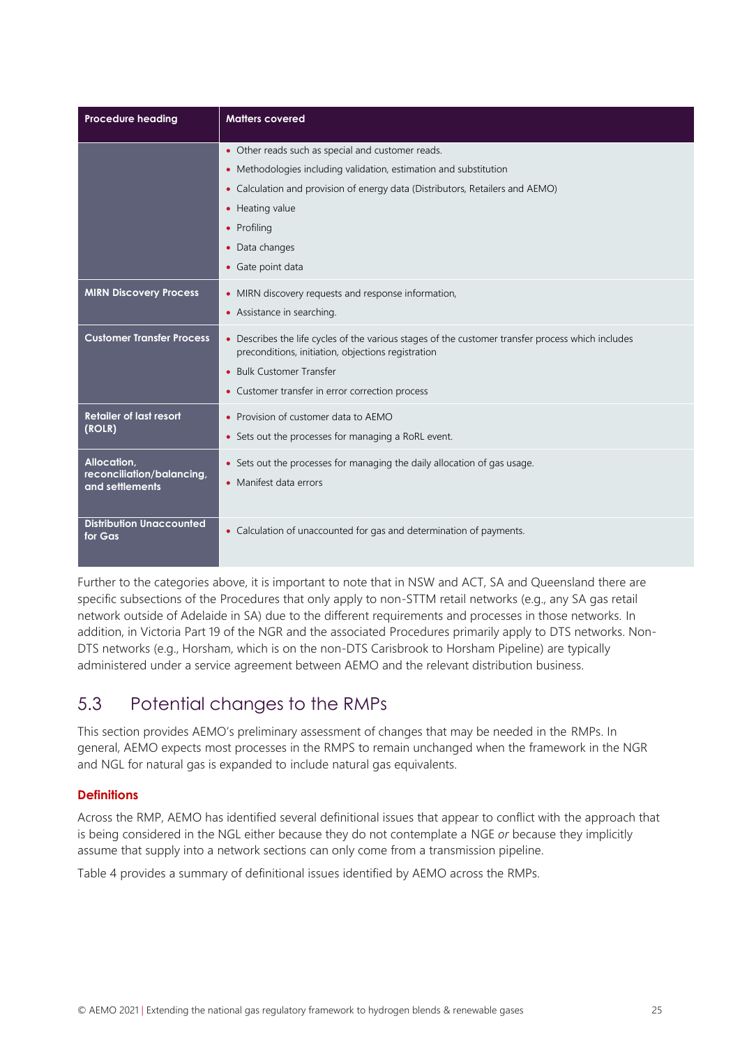| Procedure heading | Matters covered |
|---|---|
| | • Other reads such as special and customer reads.<br>• Methodologies including validation, estimation and substitution<br>• Calculation and provision of energy data (Distributors, Retailers and AEMO)<br>• Heating value<br>• Profiling<br>• Data changes<br>• Gate point data |
| **MIRN Discovery Process** | • MIRN discovery requests and response information,<br>• Assistance in searching. |
| **Customer Transfer Process** | • Describes the life cycles of the various stages of the customer transfer process which includes preconditions, initiation, objections registration<br>• Bulk Customer Transfer<br>• Customer transfer in error correction process |
| **Retailer of last resort (ROLR)** | • Provision of customer data to AEMO<br>• Sets out the processes for managing a RoRL event. |
| **Allocation, reconciliation/balancing, and settlements** | • Sets out the processes for managing the daily allocation of gas usage.<br>• Manifest data errors |
| **Distribution Unaccounted for Gas** | • Calculation of unaccounted for gas and determination of payments. |

Further to the categories above, it is important to note that in NSW and ACT, SA and Queensland there are specific subsections of the Procedures that only apply to non-STTM retail networks (e.g., any SA gas retail network outside of Adelaide in SA) due to the different requirements and processes in those networks. In addition, in Victoria Part 19 of the NGR and the associated Procedures primarily apply to DTS networks. Non-DTS networks (e.g., Horsham, which is on the non-DTS Carisbrook to Horsham Pipeline) are typically administered under a service agreement between AEMO and the relevant distribution business.

## 5.3 Potential changes to the RMPs

This section provides AEMO's preliminary assessment of changes that may be needed in the RMPs. In general, AEMO expects most processes in the RMPS to remain unchanged when the framework in the NGR and NGL for natural gas is expanded to include natural gas equivalents.

### Definitions

Across the RMP, AEMO has identified several definitional issues that appear to conflict with the approach that is being considered in the NGL either because they do not contemplate a NGE *or* because they implicitly assume that supply into a network sections can only come from a transmission pipeline.

Table 4 provides a summary of definitional issues identified by AEMO across the RMPs.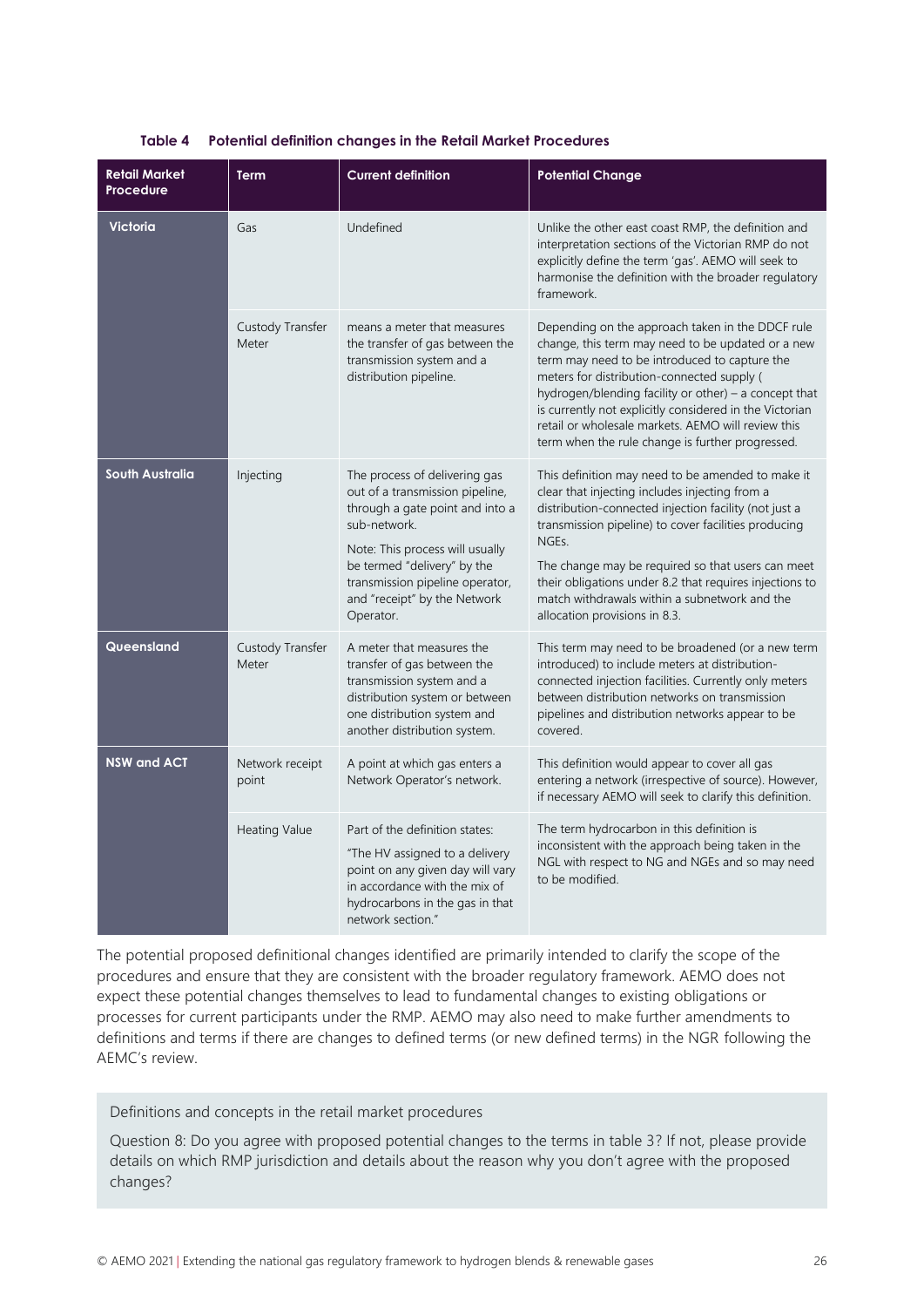**Table 4 Potential definition changes in the Retail Market Procedures**

| Retail Market Procedure | Term | Current definition | Potential Change |
|---|---|---|---|
| **Victoria** | Gas | Undefined | Unlike the other east coast RMP, the definition and interpretation sections of the Victorian RMP do not explicitly define the term 'gas'. AEMO will seek to harmonise the definition with the broader regulatory framework. |
| | Custody Transfer Meter | means a meter that measures the transfer of gas between the transmission system and a distribution pipeline. | Depending on the approach taken in the DDCF rule change, this term may need to be updated or a new term may need to be introduced to capture the meters for distribution-connected supply ( hydrogen/blending facility or other) – a concept that is currently not explicitly considered in the Victorian retail or wholesale markets. AEMO will review this term when the rule change is further progressed. |
| **South Australia** | Injecting | The process of delivering gas out of a transmission pipeline, through a gate point and into a sub-network.<br><br>Note: This process will usually be termed "delivery" by the transmission pipeline operator, and "receipt" by the Network Operator. | This definition may need to be amended to make it clear that injecting includes injecting from a distribution-connected injection facility (not just a transmission pipeline) to cover facilities producing NGEs.<br><br>The change may be required so that users can meet their obligations under 8.2 that requires injections to match withdrawals within a subnetwork and the allocation provisions in 8.3. |
| **Queensland** | Custody Transfer Meter | A meter that measures the transfer of gas between the transmission system and a distribution system or between one distribution system and another distribution system. | This term may need to be broadened (or a new term introduced) to include meters at distribution-connected injection facilities. Currently only meters between distribution networks on transmission pipelines and distribution networks appear to be covered. |
| **NSW and ACT** | Network receipt point | A point at which gas enters a Network Operator's network. | This definition would appear to cover all gas entering a network (irrespective of source). However, if necessary AEMO will seek to clarify this definition. |
| | Heating Value | Part of the definition states:<br><br>"The HV assigned to a delivery point on any given day will vary in accordance with the mix of hydrocarbons in the gas in that network section." | The term hydrocarbon in this definition is inconsistent with the approach being taken in the NGL with respect to NG and NGEs and so may need to be modified. |

The potential proposed definitional changes identified are primarily intended to clarify the scope of the procedures and ensure that they are consistent with the broader regulatory framework. AEMO does not expect these potential changes themselves to lead to fundamental changes to existing obligations or processes for current participants under the RMP. AEMO may also need to make further amendments to definitions and terms if there are changes to defined terms (or new defined terms) in the NGR following the AEMC's review.

Definitions and concepts in the retail market procedures

Question 8: Do you agree with proposed potential changes to the terms in table 3? If not, please provide details on which RMP jurisdiction and details about the reason why you don't agree with the proposed changes?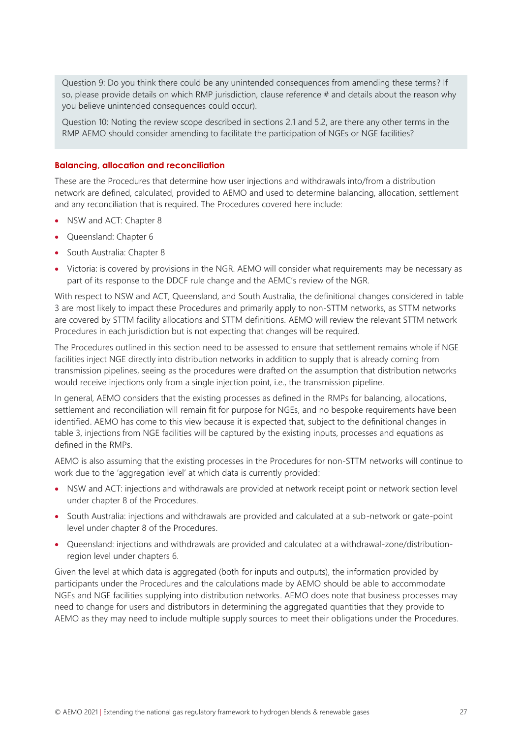Question 9: Do you think there could be any unintended consequences from amending these terms? If so, please provide details on which RMP jurisdiction, clause reference # and details about the reason why you believe unintended consequences could occur).

Question 10: Noting the review scope described in sections 2.1 and 5.2, are there any other terms in the RMP AEMO should consider amending to facilitate the participation of NGEs or NGE facilities?

### Balancing, allocation and reconciliation

These are the Procedures that determine how user injections and withdrawals into/from a distribution network are defined, calculated, provided to AEMO and used to determine balancing, allocation, settlement and any reconciliation that is required. The Procedures covered here include:

- NSW and ACT: Chapter 8
- Queensland: Chapter 6
- South Australia: Chapter 8
- Victoria: is covered by provisions in the NGR. AEMO will consider what requirements may be necessary as part of its response to the DDCF rule change and the AEMC's review of the NGR.

With respect to NSW and ACT, Queensland, and South Australia, the definitional changes considered in table 3 are most likely to impact these Procedures and primarily apply to non-STTM networks, as STTM networks are covered by STTM facility allocations and STTM definitions. AEMO will review the relevant STTM network Procedures in each jurisdiction but is not expecting that changes will be required.

The Procedures outlined in this section need to be assessed to ensure that settlement remains whole if NGE facilities inject NGE directly into distribution networks in addition to supply that is already coming from transmission pipelines, seeing as the procedures were drafted on the assumption that distribution networks would receive injections only from a single injection point, i.e., the transmission pipeline.

In general, AEMO considers that the existing processes as defined in the RMPs for balancing, allocations, settlement and reconciliation will remain fit for purpose for NGEs, and no bespoke requirements have been identified. AEMO has come to this view because it is expected that, subject to the definitional changes in table 3, injections from NGE facilities will be captured by the existing inputs, processes and equations as defined in the RMPs.

AEMO is also assuming that the existing processes in the Procedures for non-STTM networks will continue to work due to the 'aggregation level' at which data is currently provided:

- NSW and ACT: injections and withdrawals are provided at network receipt point or network section level under chapter 8 of the Procedures.
- South Australia: injections and withdrawals are provided and calculated at a sub-network or gate-point level under chapter 8 of the Procedures.
- Queensland: injections and withdrawals are provided and calculated at a withdrawal-zone/distribution-region level under chapters 6.

Given the level at which data is aggregated (both for inputs and outputs), the information provided by participants under the Procedures and the calculations made by AEMO should be able to accommodate NGEs and NGE facilities supplying into distribution networks. AEMO does note that business processes may need to change for users and distributors in determining the aggregated quantities that they provide to AEMO as they may need to include multiple supply sources to meet their obligations under the Procedures.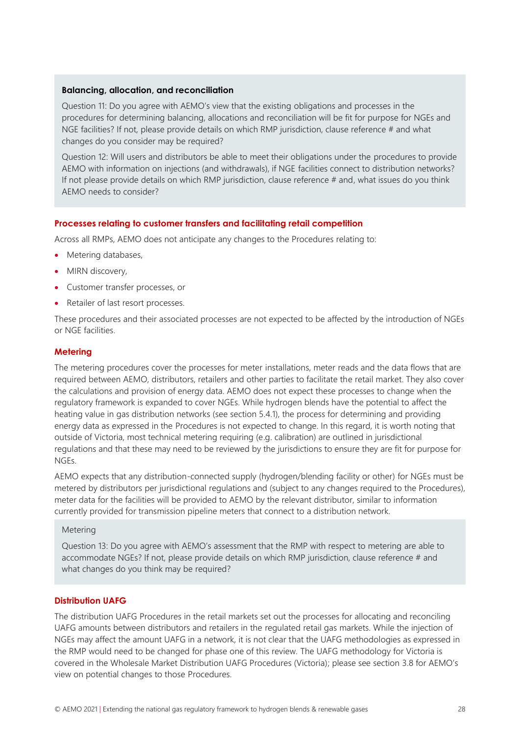**Balancing, allocation, and reconciliation**

Question 11: Do you agree with AEMO's view that the existing obligations and processes in the procedures for determining balancing, allocations and reconciliation will be fit for purpose for NGEs and NGE facilities? If not, please provide details on which RMP jurisdiction, clause reference # and what changes do you consider may be required?

Question 12: Will users and distributors be able to meet their obligations under the procedures to provide AEMO with information on injections (and withdrawals), if NGE facilities connect to distribution networks? If not please provide details on which RMP jurisdiction, clause reference # and, what issues do you think AEMO needs to consider?

### Processes relating to customer transfers and facilitating retail competition

Across all RMPs, AEMO does not anticipate any changes to the Procedures relating to:

- Metering databases,
- MIRN discovery,
- Customer transfer processes, or
- Retailer of last resort processes.

These procedures and their associated processes are not expected to be affected by the introduction of NGEs or NGE facilities.

### Metering

The metering procedures cover the processes for meter installations, meter reads and the data flows that are required between AEMO, distributors, retailers and other parties to facilitate the retail market. They also cover the calculations and provision of energy data. AEMO does not expect these processes to change when the regulatory framework is expanded to cover NGEs. While hydrogen blends have the potential to affect the heating value in gas distribution networks (see section 5.4.1), the process for determining and providing energy data as expressed in the Procedures is not expected to change. In this regard, it is worth noting that outside of Victoria, most technical metering requiring (e.g. calibration) are outlined in jurisdictional regulations and that these may need to be reviewed by the jurisdictions to ensure they are fit for purpose for NGEs.

AEMO expects that any distribution-connected supply (hydrogen/blending facility or other) for NGEs must be metered by distributors per jurisdictional regulations and (subject to any changes required to the Procedures), meter data for the facilities will be provided to AEMO by the relevant distributor, similar to information currently provided for transmission pipeline meters that connect to a distribution network.

Metering

Question 13: Do you agree with AEMO's assessment that the RMP with respect to metering are able to accommodate NGEs? If not, please provide details on which RMP jurisdiction, clause reference # and what changes do you think may be required?

### Distribution UAFG

The distribution UAFG Procedures in the retail markets set out the processes for allocating and reconciling UAFG amounts between distributors and retailers in the regulated retail gas markets. While the injection of NGEs may affect the amount UAFG in a network, it is not clear that the UAFG methodologies as expressed in the RMP would need to be changed for phase one of this review. The UAFG methodology for Victoria is covered in the Wholesale Market Distribution UAFG Procedures (Victoria); please see section 3.8 for AEMO's view on potential changes to those Procedures.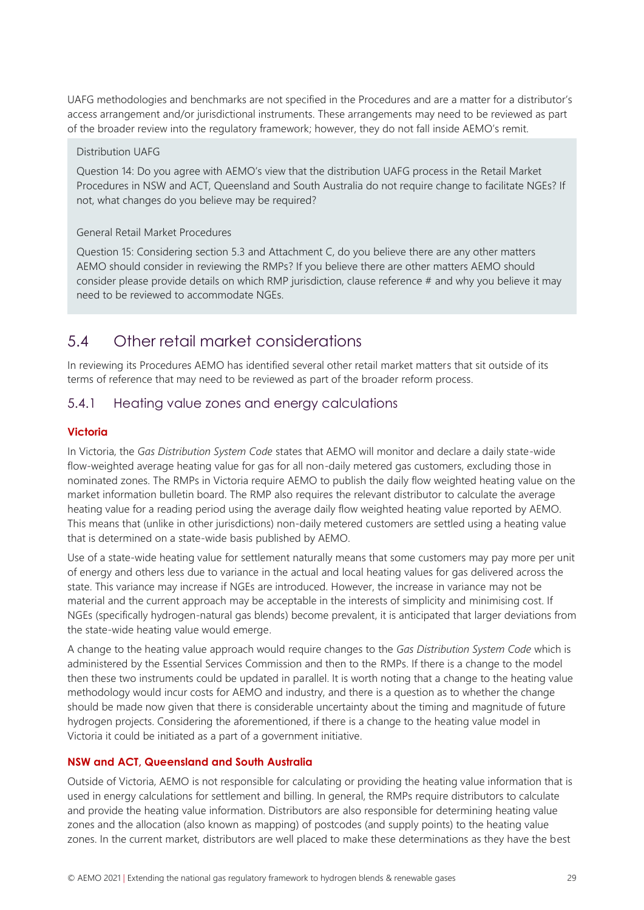UAFG methodologies and benchmarks are not specified in the Procedures and are a matter for a distributor's access arrangement and/or jurisdictional instruments. These arrangements may need to be reviewed as part of the broader review into the regulatory framework; however, they do not fall inside AEMO's remit.

> Distribution UAFG
>
> Question 14: Do you agree with AEMO's view that the distribution UAFG process in the Retail Market Procedures in NSW and ACT, Queensland and South Australia do not require change to facilitate NGEs? If not, what changes do you believe may be required?
>
> General Retail Market Procedures
>
> Question 15: Considering section 5.3 and Attachment C, do you believe there are any other matters AEMO should consider in reviewing the RMPs? If you believe there are other matters AEMO should consider please provide details on which RMP jurisdiction, clause reference # and why you believe it may need to be reviewed to accommodate NGEs.

## 5.4 Other retail market considerations

In reviewing its Procedures AEMO has identified several other retail market matters that sit outside of its terms of reference that may need to be reviewed as part of the broader reform process.

### 5.4.1 Heating value zones and energy calculations

**Victoria**

In Victoria, the *Gas Distribution System Code* states that AEMO will monitor and declare a daily state-wide flow-weighted average heating value for gas for all non-daily metered gas customers, excluding those in nominated zones. The RMPs in Victoria require AEMO to publish the daily flow weighted heating value on the market information bulletin board. The RMP also requires the relevant distributor to calculate the average heating value for a reading period using the average daily flow weighted heating value reported by AEMO. This means that (unlike in other jurisdictions) non-daily metered customers are settled using a heating value that is determined on a state-wide basis published by AEMO.

Use of a state-wide heating value for settlement naturally means that some customers may pay more per unit of energy and others less due to variance in the actual and local heating values for gas delivered across the state. This variance may increase if NGEs are introduced. However, the increase in variance may not be material and the current approach may be acceptable in the interests of simplicity and minimising cost. If NGEs (specifically hydrogen-natural gas blends) become prevalent, it is anticipated that larger deviations from the state-wide heating value would emerge.

A change to the heating value approach would require changes to the *Gas Distribution System Code* which is administered by the Essential Services Commission and then to the RMPs. If there is a change to the model then these two instruments could be updated in parallel. It is worth noting that a change to the heating value methodology would incur costs for AEMO and industry, and there is a question as to whether the change should be made now given that there is considerable uncertainty about the timing and magnitude of future hydrogen projects. Considering the aforementioned, if there is a change to the heating value model in Victoria it could be initiated as a part of a government initiative.

**NSW and ACT, Queensland and South Australia**

Outside of Victoria, AEMO is not responsible for calculating or providing the heating value information that is used in energy calculations for settlement and billing. In general, the RMPs require distributors to calculate and provide the heating value information. Distributors are also responsible for determining heating value zones and the allocation (also known as mapping) of postcodes (and supply points) to the heating value zones. In the current market, distributors are well placed to make these determinations as they have the best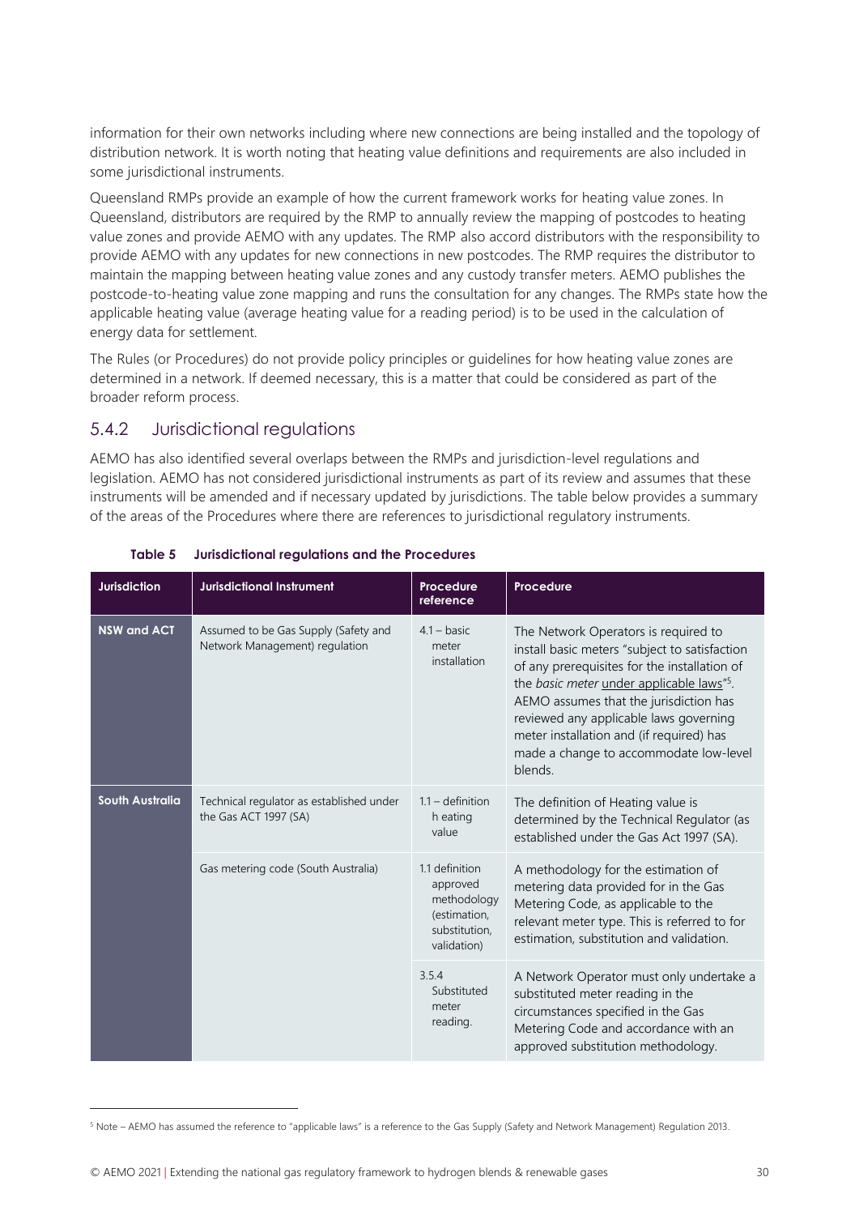information for their own networks including where new connections are being installed and the topology of distribution network. It is worth noting that heating value definitions and requirements are also included in some jurisdictional instruments.

Queensland RMPs provide an example of how the current framework works for heating value zones. In Queensland, distributors are required by the RMP to annually review the mapping of postcodes to heating value zones and provide AEMO with any updates. The RMP also accord distributors with the responsibility to provide AEMO with any updates for new connections in new postcodes. The RMP requires the distributor to maintain the mapping between heating value zones and any custody transfer meters. AEMO publishes the postcode-to-heating value zone mapping and runs the consultation for any changes. The RMPs state how the applicable heating value (average heating value for a reading period) is to be used in the calculation of energy data for settlement.

The Rules (or Procedures) do not provide policy principles or guidelines for how heating value zones are determined in a network. If deemed necessary, this is a matter that could be considered as part of the broader reform process.

### 5.4.2 Jurisdictional regulations

AEMO has also identified several overlaps between the RMPs and jurisdiction-level regulations and legislation. AEMO has not considered jurisdictional instruments as part of its review and assumes that these instruments will be amended and if necessary updated by jurisdictions. The table below provides a summary of the areas of the Procedures where there are references to jurisdictional regulatory instruments.

**Table 5 Jurisdictional regulations and the Procedures**

| Jurisdiction | Jurisdictional Instrument | Procedure reference | Procedure |
|---|---|---|---|
| **NSW and ACT** | Assumed to be Gas Supply (Safety and Network Management) regulation | 4.1 – basic meter installation | The Network Operators is required to install basic meters "subject to satisfaction of any prerequisites for the installation of the *basic meter* under applicable laws"[5]. AEMO assumes that the jurisdiction has reviewed any applicable laws governing meter installation and (if required) has made a change to accommodate low-level blends. |
| **South Australia** | Technical regulator as established under the Gas ACT 1997 (SA) | 1.1 – definition h eating value | The definition of Heating value is determined by the Technical Regulator (as established under the Gas Act 1997 (SA). |
| | Gas metering code (South Australia) | 1.1 definition approved methodology (estimation, substitution, validation) | A methodology for the estimation of metering data provided for in the Gas Metering Code, as applicable to the relevant meter type. This is referred to for estimation, substitution and validation. |
| | | 3.5.4 Substituted meter reading. | A Network Operator must only undertake a substituted meter reading in the circumstances specified in the Gas Metering Code and accordance with an approved substitution methodology. |

[5] Note – AEMO has assumed the reference to "applicable laws" is a reference to the Gas Supply (Safety and Network Management) Regulation 2013.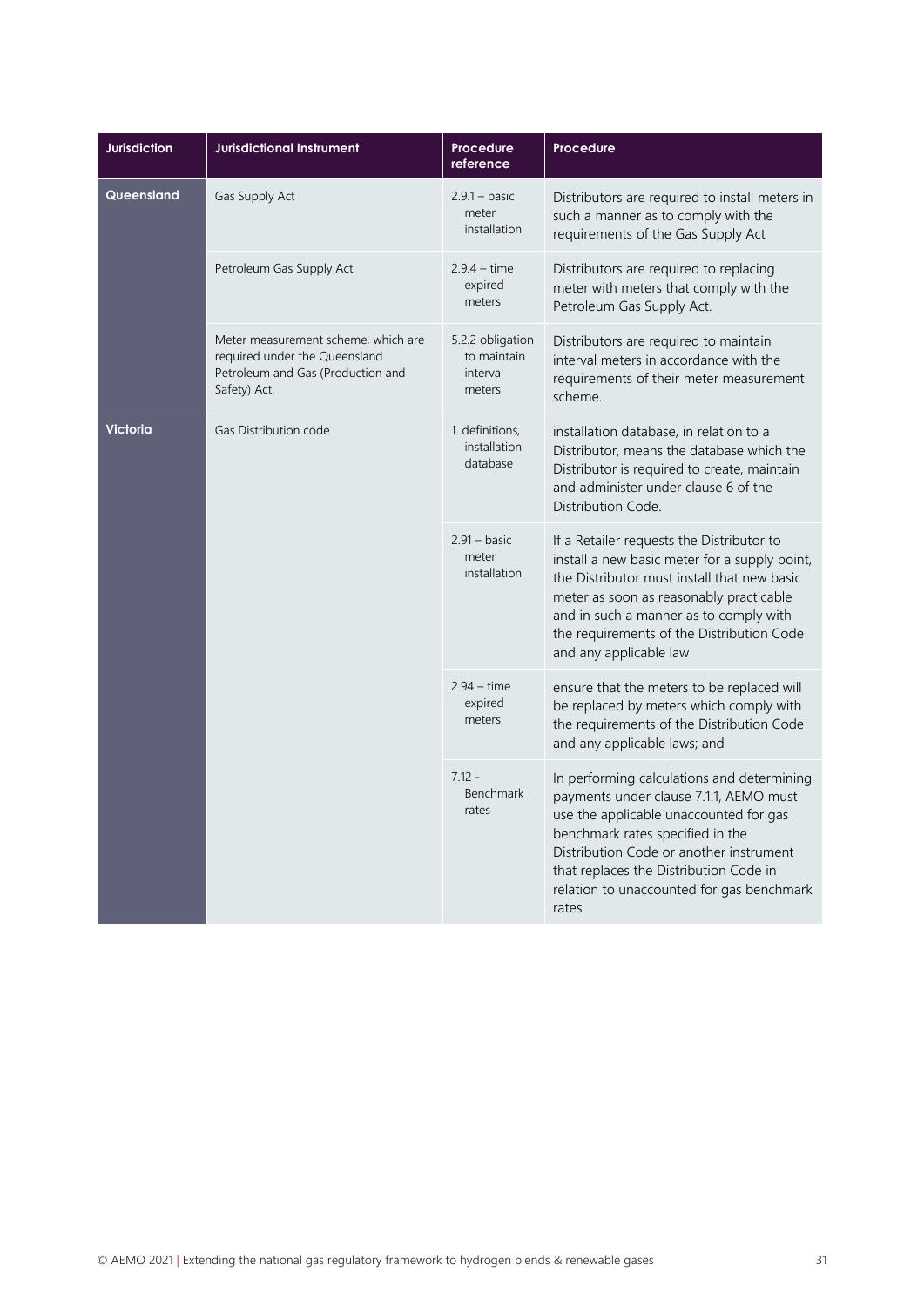| Jurisdiction | Jurisdictional Instrument | Procedure reference | Procedure |
|---|---|---|---|
| Queensland | Gas Supply Act | 2.9.1 – basic meter installation | Distributors are required to install meters in such a manner as to comply with the requirements of the Gas Supply Act |
| | Petroleum Gas Supply Act | 2.9.4 – time expired meters | Distributors are required to replacing meter with meters that comply with the Petroleum Gas Supply Act. |
| | Meter measurement scheme, which are required under the Queensland Petroleum and Gas (Production and Safety) Act. | 5.2.2 obligation to maintain interval meters | Distributors are required to maintain interval meters in accordance with the requirements of their meter measurement scheme. |
| Victoria | Gas Distribution code | 1. definitions, installation database | installation database, in relation to a Distributor, means the database which the Distributor is required to create, maintain and administer under clause 6 of the Distribution Code. |
| | | 2.91 – basic meter installation | If a Retailer requests the Distributor to install a new basic meter for a supply point, the Distributor must install that new basic meter as soon as reasonably practicable and in such a manner as to comply with the requirements of the Distribution Code and any applicable law |
| | | 2.94 – time expired meters | ensure that the meters to be replaced will be replaced by meters which comply with the requirements of the Distribution Code and any applicable laws; and |
| | | 7.12 - Benchmark rates | In performing calculations and determining payments under clause 7.1.1, AEMO must use the applicable unaccounted for gas benchmark rates specified in the Distribution Code or another instrument that replaces the Distribution Code in relation to unaccounted for gas benchmark rates |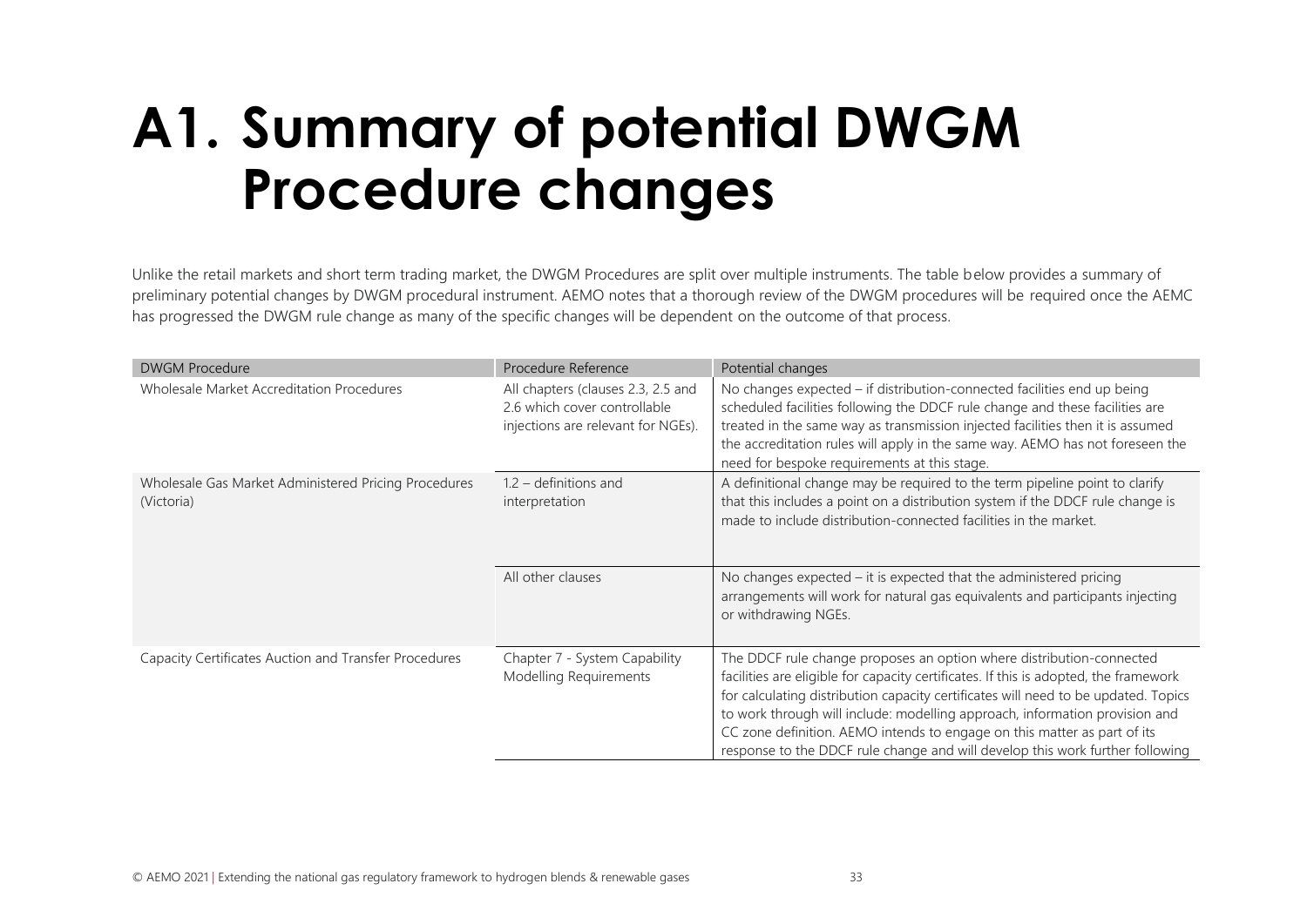# A1. Summary of potential DWGM Procedure changes

Unlike the retail markets and short term trading market, the DWGM Procedures are split over multiple instruments. The table below provides a summary of preliminary potential changes by DWGM procedural instrument. AEMO notes that a thorough review of the DWGM procedures will be required once the AEMC has progressed the DWGM rule change as many of the specific changes will be dependent on the outcome of that process.

| DWGM Procedure | Procedure Reference | Potential changes |
|---|---|---|
| Wholesale Market Accreditation Procedures | All chapters (clauses 2.3, 2.5 and 2.6 which cover controllable injections are relevant for NGEs). | No changes expected – if distribution-connected facilities end up being scheduled facilities following the DDCF rule change and these facilities are treated in the same way as transmission injected facilities then it is assumed the accreditation rules will apply in the same way. AEMO has not foreseen the need for bespoke requirements at this stage. |
| Wholesale Gas Market Administered Pricing Procedures (Victoria) | 1.2 – definitions and interpretation | A definitional change may be required to the term pipeline point to clarify that this includes a point on a distribution system if the DDCF rule change is made to include distribution-connected facilities in the market. |
| | All other clauses | No changes expected – it is expected that the administered pricing arrangements will work for natural gas equivalents and participants injecting or withdrawing NGEs. |
| Capacity Certificates Auction and Transfer Procedures | Chapter 7 - System Capability Modelling Requirements | The DDCF rule change proposes an option where distribution-connected facilities are eligible for capacity certificates. If this is adopted, the framework for calculating distribution capacity certificates will need to be updated. Topics to work through will include: modelling approach, information provision and CC zone definition. AEMO intends to engage on this matter as part of its response to the DDCF rule change and will develop this work further following |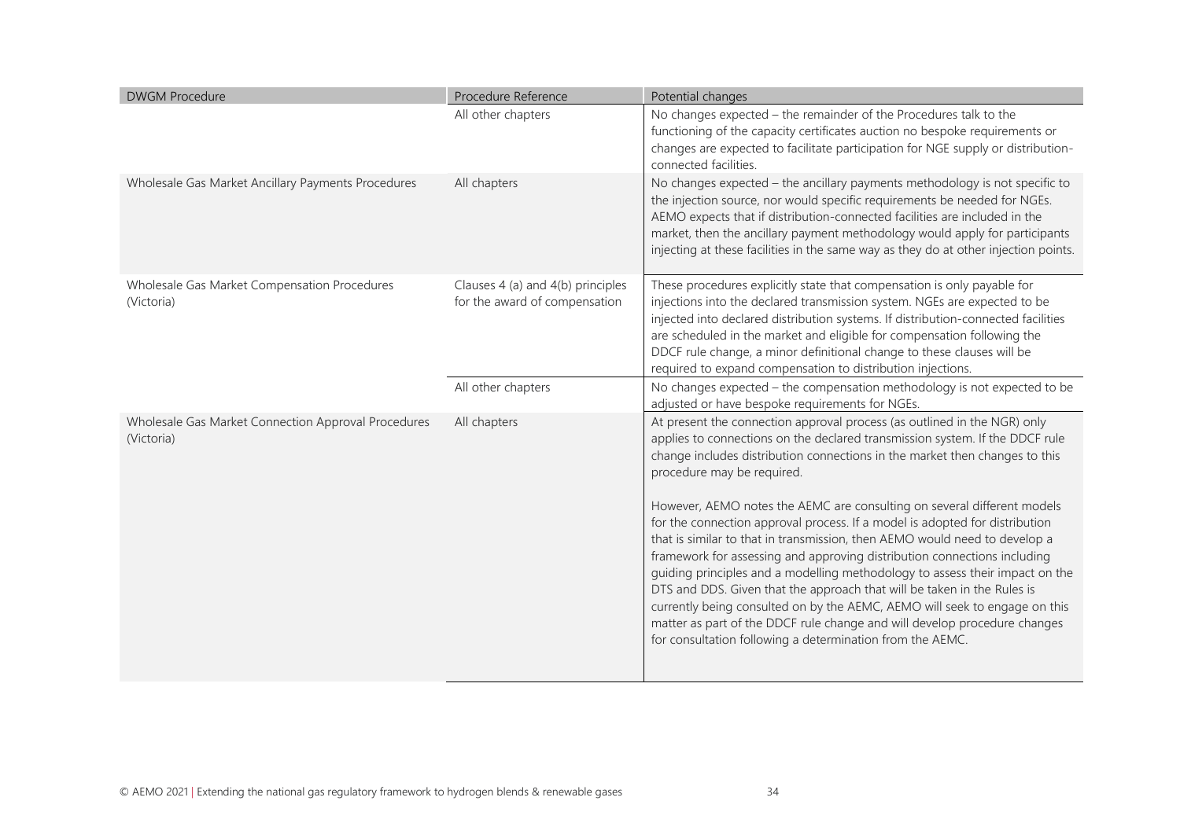| DWGM Procedure | Procedure Reference | Potential changes |
| --- | --- | --- |
| | All other chapters | No changes expected – the remainder of the Procedures talk to the functioning of the capacity certificates auction no bespoke requirements or changes are expected to facilitate participation for NGE supply or distribution-connected facilities. |
| Wholesale Gas Market Ancillary Payments Procedures | All chapters | No changes expected – the ancillary payments methodology is not specific to the injection source, nor would specific requirements be needed for NGEs. AEMO expects that if distribution-connected facilities are included in the market, then the ancillary payment methodology would apply for participants injecting at these facilities in the same way as they do at other injection points. |
| Wholesale Gas Market Compensation Procedures (Victoria) | Clauses 4 (a) and 4(b) principles for the award of compensation | These procedures explicitly state that compensation is only payable for injections into the declared transmission system. NGEs are expected to be injected into declared distribution systems. If distribution-connected facilities are scheduled in the market and eligible for compensation following the DDCF rule change, a minor definitional change to these clauses will be required to expand compensation to distribution injections. |
| | All other chapters | No changes expected – the compensation methodology is not expected to be adjusted or have bespoke requirements for NGEs. |
| Wholesale Gas Market Connection Approval Procedures (Victoria) | All chapters | At present the connection approval process (as outlined in the NGR) only applies to connections on the declared transmission system. If the DDCF rule change includes distribution connections in the market then changes to this procedure may be required.<br><br>However, AEMO notes the AEMC are consulting on several different models for the connection approval process. If a model is adopted for distribution that is similar to that in transmission, then AEMO would need to develop a framework for assessing and approving distribution connections including guiding principles and a modelling methodology to assess their impact on the DTS and DDS. Given that the approach that will be taken in the Rules is currently being consulted on by the AEMC, AEMO will seek to engage on this matter as part of the DDCF rule change and will develop procedure changes for consultation following a determination from the AEMC. |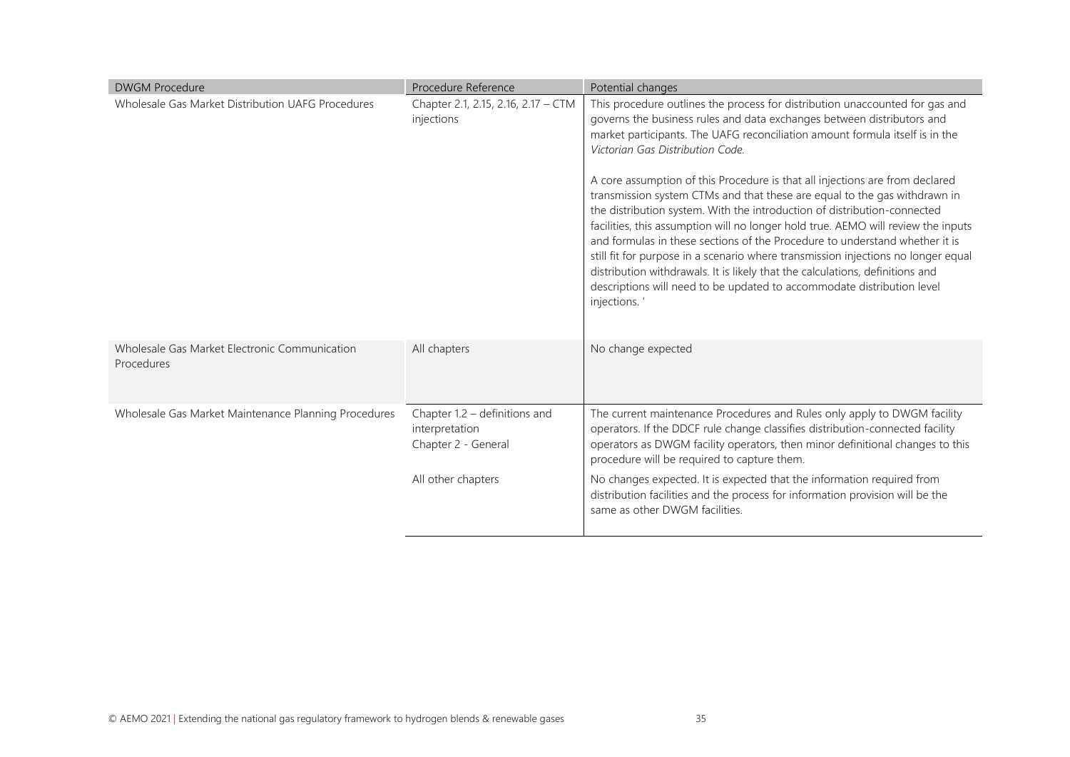| DWGM Procedure | Procedure Reference | Potential changes |
| --- | --- | --- |
| Wholesale Gas Market Distribution UAFG Procedures | Chapter 2.1, 2.15, 2.16, 2.17 – CTM injections | This procedure outlines the process for distribution unaccounted for gas and governs the business rules and data exchanges between distributors and market participants. The UAFG reconciliation amount formula itself is in the *Victorian Gas Distribution Code.*<br><br>A core assumption of this Procedure is that all injections are from declared transmission system CTMs and that these are equal to the gas withdrawn in the distribution system. With the introduction of distribution-connected facilities, this assumption will no longer hold true. AEMO will review the inputs and formulas in these sections of the Procedure to understand whether it is still fit for purpose in a scenario where transmission injections no longer equal distribution withdrawals. It is likely that the calculations, definitions and descriptions will need to be updated to accommodate distribution level injections. ' |
| Wholesale Gas Market Electronic Communication Procedures | All chapters | No change expected |
| Wholesale Gas Market Maintenance Planning Procedures | Chapter 1.2 – definitions and interpretation<br>Chapter 2 - General | The current maintenance Procedures and Rules only apply to DWGM facility operators. If the DDCF rule change classifies distribution-connected facility operators as DWGM facility operators, then minor definitional changes to this procedure will be required to capture them. |
| | All other chapters | No changes expected. It is expected that the information required from distribution facilities and the process for information provision will be the same as other DWGM facilities. |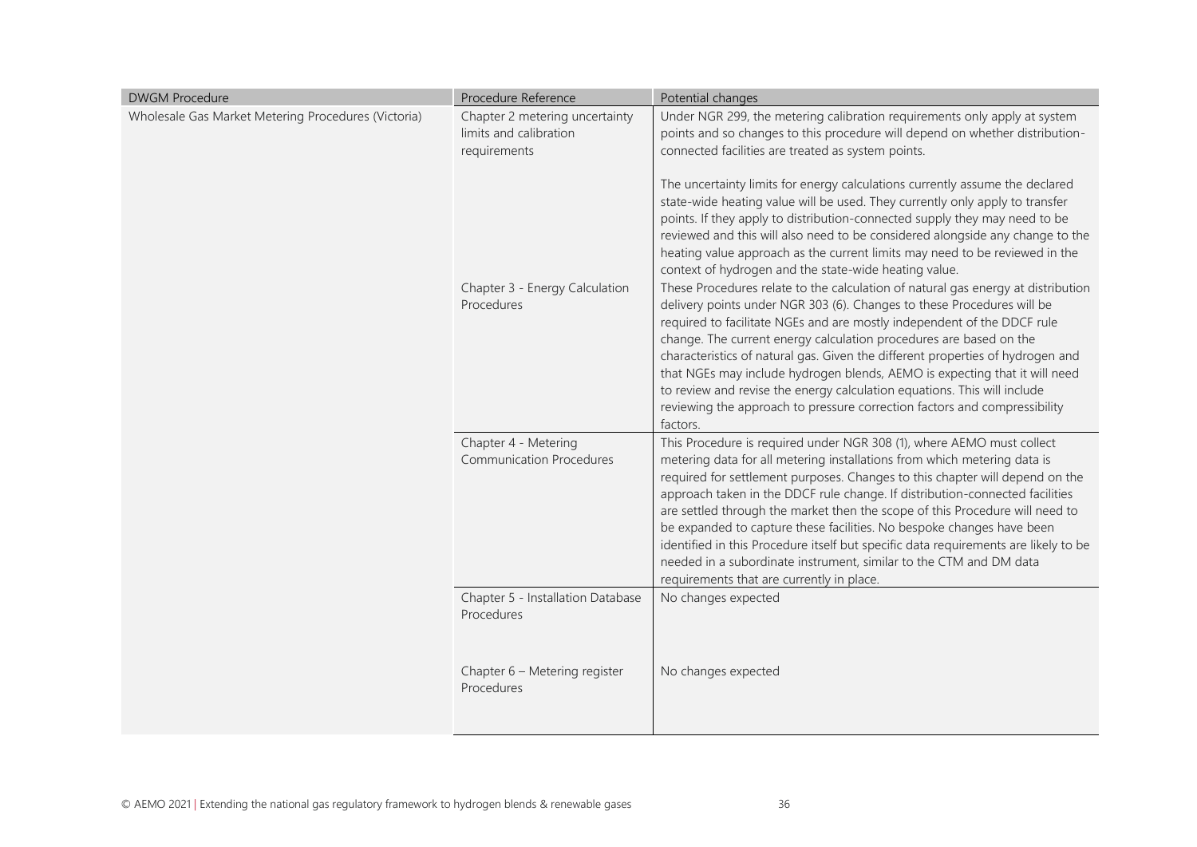| DWGM Procedure | Procedure Reference | Potential changes |
|---|---|---|
| Wholesale Gas Market Metering Procedures (Victoria) | Chapter 2 metering uncertainty limits and calibration requirements | Under NGR 299, the metering calibration requirements only apply at system points and so changes to this procedure will depend on whether distribution-connected facilities are treated as system points.<br><br>The uncertainty limits for energy calculations currently assume the declared state-wide heating value will be used. They currently only apply to transfer points. If they apply to distribution-connected supply they may need to be reviewed and this will also need to be considered alongside any change to the heating value approach as the current limits may need to be reviewed in the context of hydrogen and the state-wide heating value. |
| | Chapter 3 - Energy Calculation Procedures | These Procedures relate to the calculation of natural gas energy at distribution delivery points under NGR 303 (6). Changes to these Procedures will be required to facilitate NGEs and are mostly independent of the DDCF rule change. The current energy calculation procedures are based on the characteristics of natural gas. Given the different properties of hydrogen and that NGEs may include hydrogen blends, AEMO is expecting that it will need to review and revise the energy calculation equations. This will include reviewing the approach to pressure correction factors and compressibility factors. |
| | Chapter 4 - Metering Communication Procedures | This Procedure is required under NGR 308 (1), where AEMO must collect metering data for all metering installations from which metering data is required for settlement purposes. Changes to this chapter will depend on the approach taken in the DDCF rule change. If distribution-connected facilities are settled through the market then the scope of this Procedure will need to be expanded to capture these facilities. No bespoke changes have been identified in this Procedure itself but specific data requirements are likely to be needed in a subordinate instrument, similar to the CTM and DM data requirements that are currently in place. |
| | Chapter 5 - Installation Database Procedures | No changes expected |
| | Chapter 6 – Metering register Procedures | No changes expected |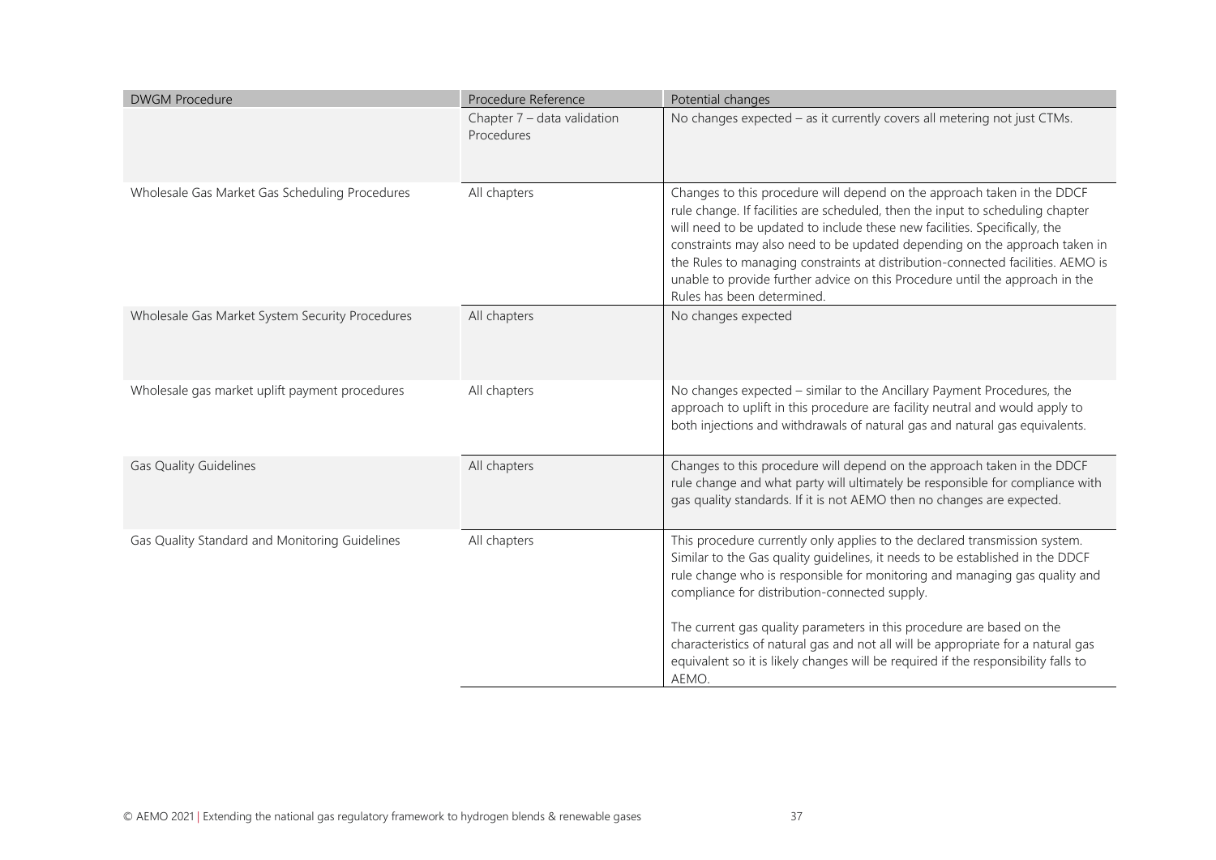| DWGM Procedure | Procedure Reference | Potential changes |
|---|---|---|
| | Chapter 7 – data validation Procedures | No changes expected – as it currently covers all metering not just CTMs. |
| Wholesale Gas Market Gas Scheduling Procedures | All chapters | Changes to this procedure will depend on the approach taken in the DDCF rule change. If facilities are scheduled, then the input to scheduling chapter will need to be updated to include these new facilities. Specifically, the constraints may also need to be updated depending on the approach taken in the Rules to managing constraints at distribution-connected facilities. AEMO is unable to provide further advice on this Procedure until the approach in the Rules has been determined. |
| Wholesale Gas Market System Security Procedures | All chapters | No changes expected |
| Wholesale gas market uplift payment procedures | All chapters | No changes expected – similar to the Ancillary Payment Procedures, the approach to uplift in this procedure are facility neutral and would apply to both injections and withdrawals of natural gas and natural gas equivalents. |
| Gas Quality Guidelines | All chapters | Changes to this procedure will depend on the approach taken in the DDCF rule change and what party will ultimately be responsible for compliance with gas quality standards. If it is not AEMO then no changes are expected. |
| Gas Quality Standard and Monitoring Guidelines | All chapters | This procedure currently only applies to the declared transmission system. Similar to the Gas quality guidelines, it needs to be established in the DDCF rule change who is responsible for monitoring and managing gas quality and compliance for distribution-connected supply.<br><br>The current gas quality parameters in this procedure are based on the characteristics of natural gas and not all will be appropriate for a natural gas equivalent so it is likely changes will be required if the responsibility falls to AEMO. |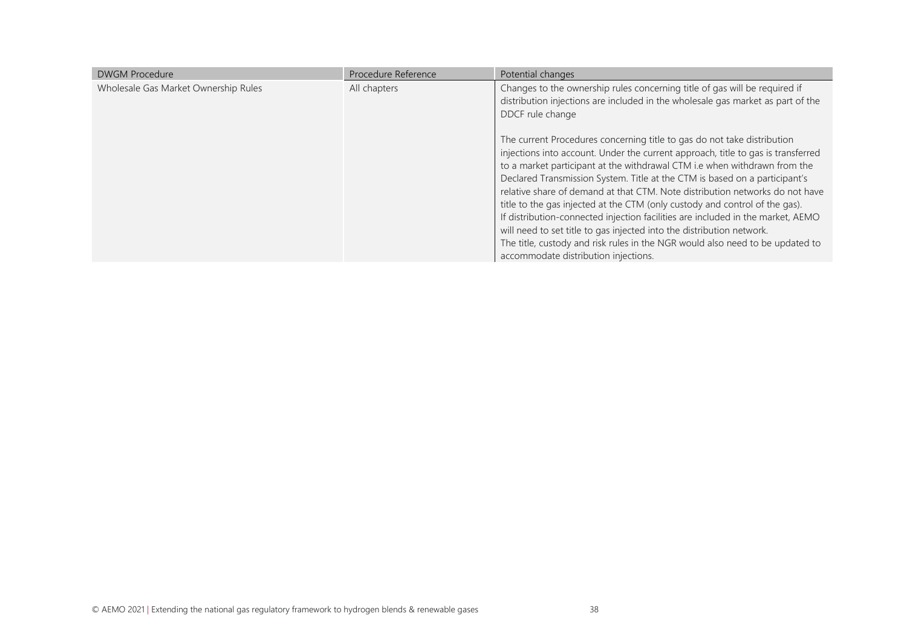| DWGM Procedure | Procedure Reference | Potential changes |
|---|---|---|
| Wholesale Gas Market Ownership Rules | All chapters | Changes to the ownership rules concerning title of gas will be required if distribution injections are included in the wholesale gas market as part of the DDCF rule change<br><br>The current Procedures concerning title to gas do not take distribution injections into account. Under the current approach, title to gas is transferred to a market participant at the withdrawal CTM i.e when withdrawn from the Declared Transmission System. Title at the CTM is based on a participant's relative share of demand at that CTM. Note distribution networks do not have title to the gas injected at the CTM (only custody and control of the gas).<br>If distribution-connected injection facilities are included in the market, AEMO will need to set title to gas injected into the distribution network.<br>The title, custody and risk rules in the NGR would also need to be updated to accommodate distribution injections. |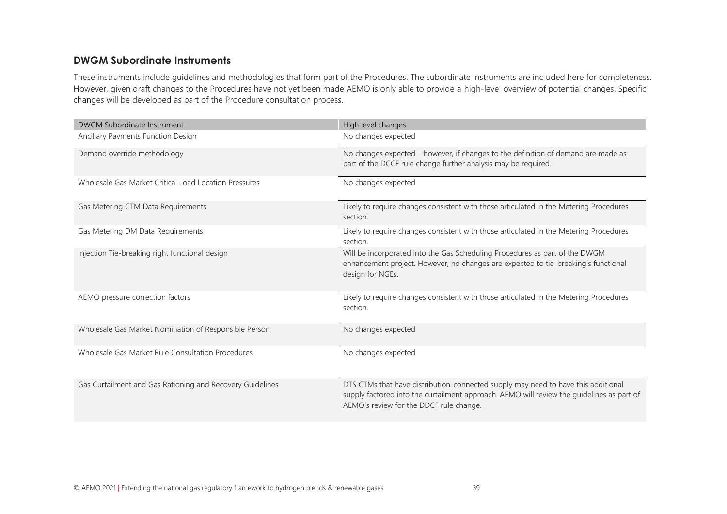### DWGM Subordinate Instruments

These instruments include guidelines and methodologies that form part of the Procedures. The subordinate instruments are included here for completeness. However, given draft changes to the Procedures have not yet been made AEMO is only able to provide a high-level overview of potential changes. Specific changes will be developed as part of the Procedure consultation process.

| DWGM Subordinate Instrument | High level changes |
|---|---|
| Ancillary Payments Function Design | No changes expected |
| Demand override methodology | No changes expected – however, if changes to the definition of demand are made as part of the DCCF rule change further analysis may be required. |
| Wholesale Gas Market Critical Load Location Pressures | No changes expected |
| Gas Metering CTM Data Requirements | Likely to require changes consistent with those articulated in the Metering Procedures section. |
| Gas Metering DM Data Requirements | Likely to require changes consistent with those articulated in the Metering Procedures section. |
| Injection Tie-breaking right functional design | Will be incorporated into the Gas Scheduling Procedures as part of the DWGM enhancement project. However, no changes are expected to tie-breaking's functional design for NGEs. |
| AEMO pressure correction factors | Likely to require changes consistent with those articulated in the Metering Procedures section. |
| Wholesale Gas Market Nomination of Responsible Person | No changes expected |
| Wholesale Gas Market Rule Consultation Procedures | No changes expected |
| Gas Curtailment and Gas Rationing and Recovery Guidelines | DTS CTMs that have distribution-connected supply may need to have this additional supply factored into the curtailment approach. AEMO will review the guidelines as part of AEMO's review for the DDCF rule change. |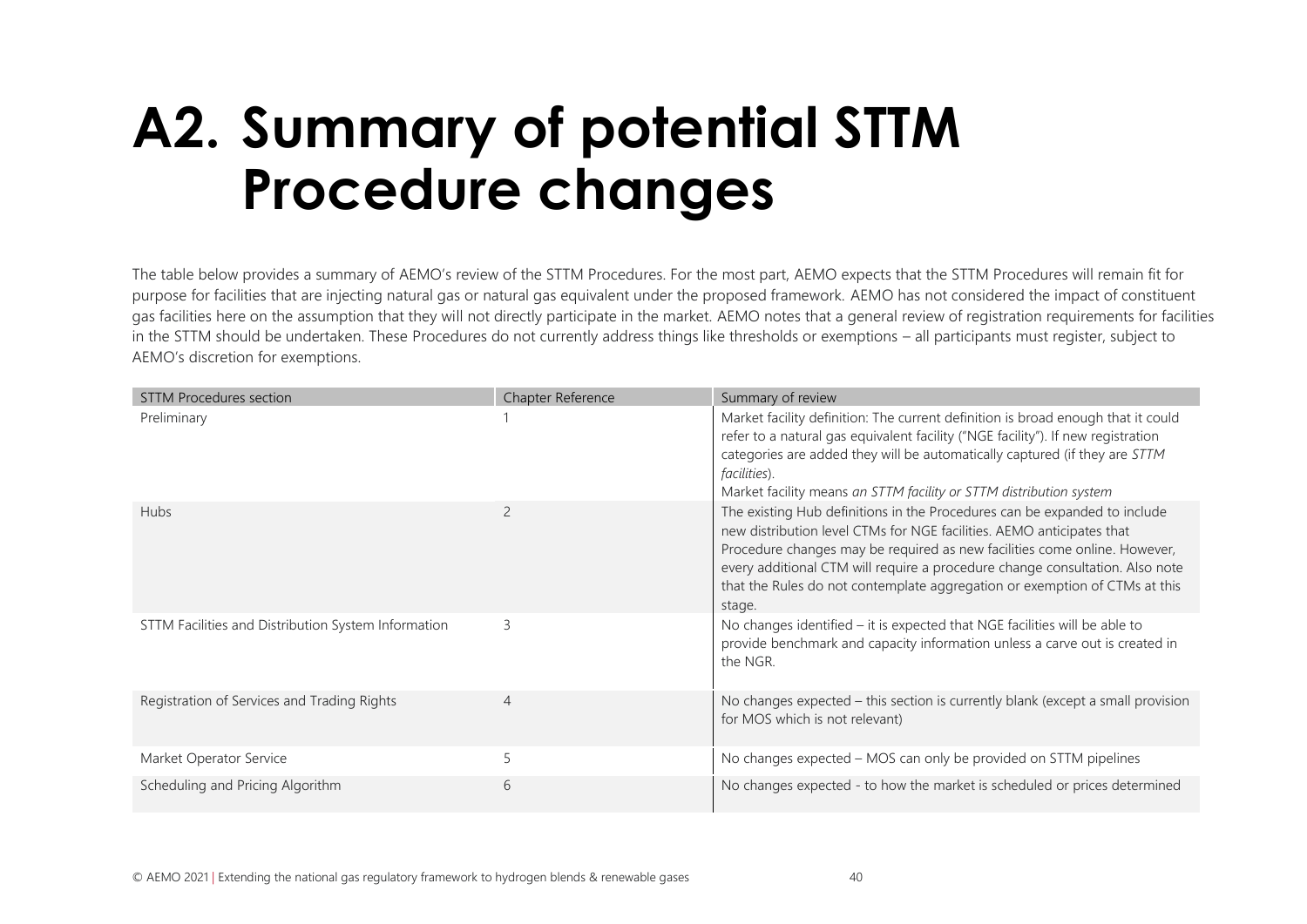# A2. Summary of potential STTM Procedure changes

The table below provides a summary of AEMO's review of the STTM Procedures. For the most part, AEMO expects that the STTM Procedures will remain fit for purpose for facilities that are injecting natural gas or natural gas equivalent under the proposed framework. AEMO has not considered the impact of constituent gas facilities here on the assumption that they will not directly participate in the market. AEMO notes that a general review of registration requirements for facilities in the STTM should be undertaken. These Procedures do not currently address things like thresholds or exemptions – all participants must register, subject to AEMO's discretion for exemptions.

| STTM Procedures section | Chapter Reference | Summary of review |
|---|---|---|
| Preliminary | 1 | Market facility definition: The current definition is broad enough that it could refer to a natural gas equivalent facility ("NGE facility"). If new registration categories are added they will be automatically captured (if they are *STTM facilities*).<br>Market facility means *an STTM facility or STTM distribution system* |
| Hubs | 2 | The existing Hub definitions in the Procedures can be expanded to include new distribution level CTMs for NGE facilities. AEMO anticipates that Procedure changes may be required as new facilities come online. However, every additional CTM will require a procedure change consultation. Also note that the Rules do not contemplate aggregation or exemption of CTMs at this stage. |
| STTM Facilities and Distribution System Information | 3 | No changes identified – it is expected that NGE facilities will be able to provide benchmark and capacity information unless a carve out is created in the NGR. |
| Registration of Services and Trading Rights | 4 | No changes expected – this section is currently blank (except a small provision for MOS which is not relevant) |
| Market Operator Service | 5 | No changes expected – MOS can only be provided on STTM pipelines |
| Scheduling and Pricing Algorithm | 6 | No changes expected - to how the market is scheduled or prices determined |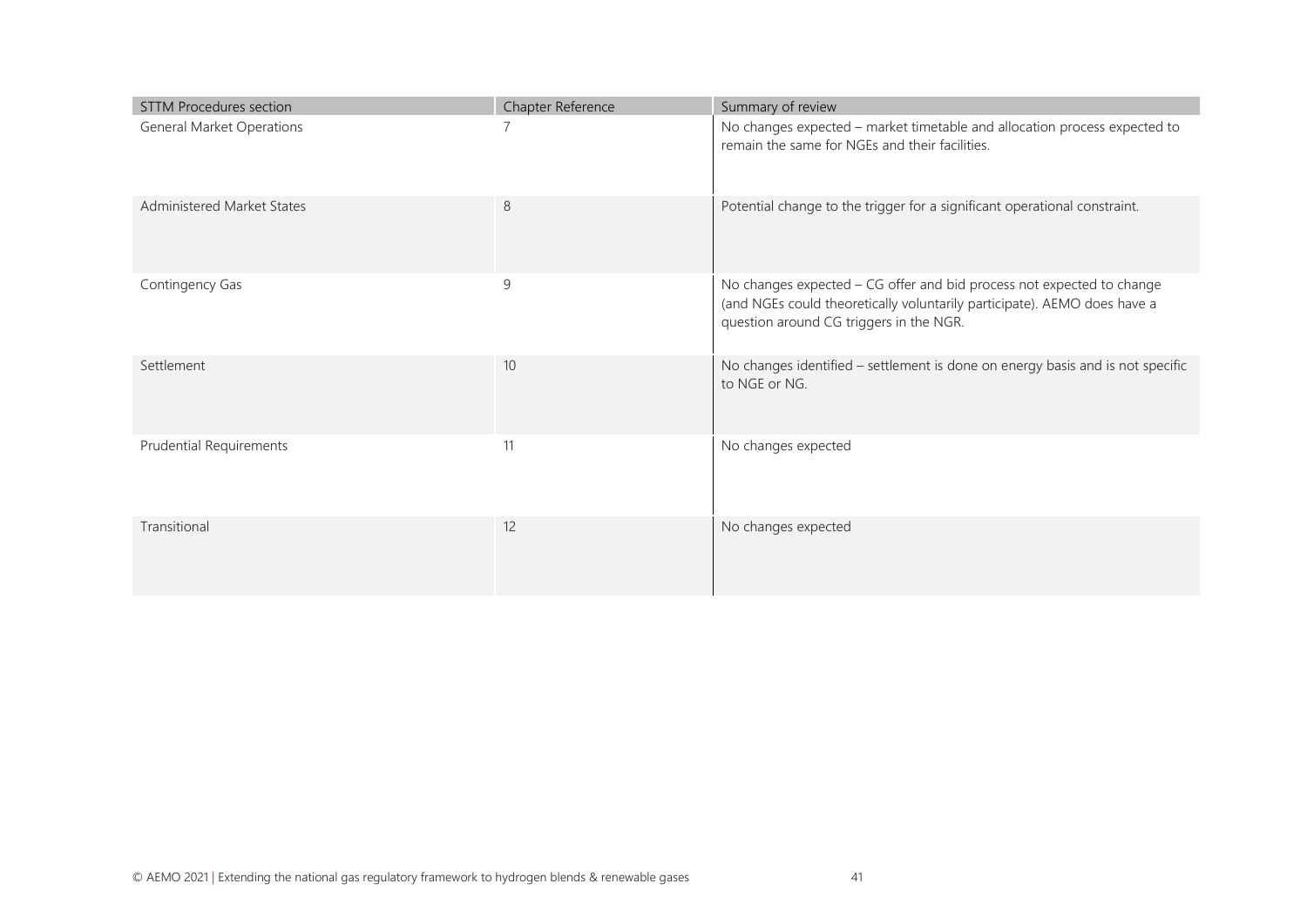| STTM Procedures section | Chapter Reference | Summary of review |
| --- | --- | --- |
| General Market Operations | 7 | No changes expected – market timetable and allocation process expected to remain the same for NGEs and their facilities. |
| Administered Market States | 8 | Potential change to the trigger for a significant operational constraint. |
| Contingency Gas | 9 | No changes expected – CG offer and bid process not expected to change (and NGEs could theoretically voluntarily participate). AEMO does have a question around CG triggers in the NGR. |
| Settlement | 10 | No changes identified – settlement is done on energy basis and is not specific to NGE or NG. |
| Prudential Requirements | 11 | No changes expected |
| Transitional | 12 | No changes expected |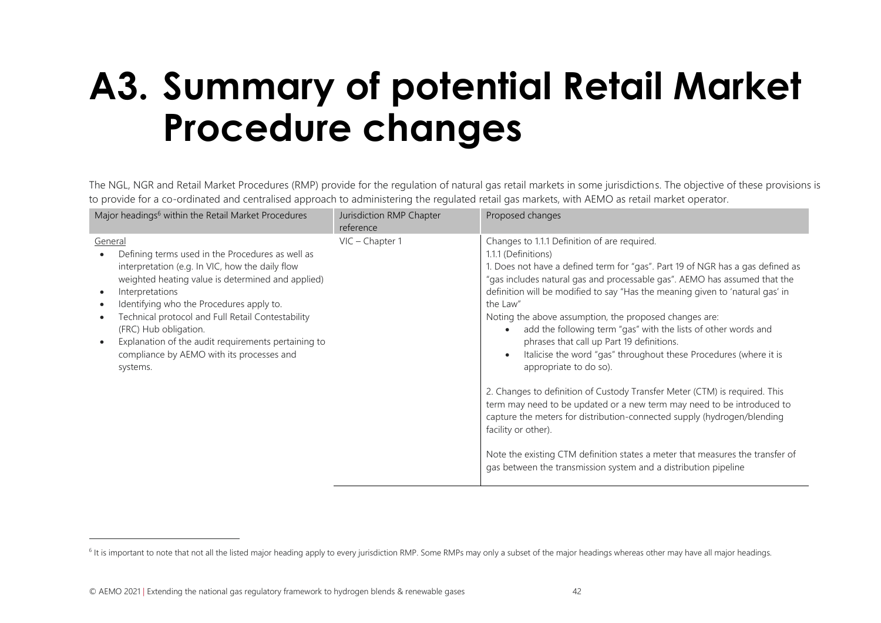# A3. Summary of potential Retail Market Procedure changes

The NGL, NGR and Retail Market Procedures (RMP) provide for the regulation of natural gas retail markets in some jurisdictions. The objective of these provisions is to provide for a co-ordinated and centralised approach to administering the regulated retail gas markets, with AEMO as retail market operator.

| Major headings[6] within the Retail Market Procedures | Jurisdiction RMP Chapter reference | Proposed changes |
|---|---|---|
| General<br>• Defining terms used in the Procedures as well as interpretation (e.g. In VIC, how the daily flow weighted heating value is determined and applied)<br>• Interpretations<br>• Identifying who the Procedures apply to.<br>• Technical protocol and Full Retail Contestability (FRC) Hub obligation.<br>• Explanation of the audit requirements pertaining to compliance by AEMO with its processes and systems. | VIC – Chapter 1 | Changes to 1.1.1 Definition of are required.<br>1.1.1 (Definitions)<br>1. Does not have a defined term for "gas". Part 19 of NGR has a gas defined as "gas includes natural gas and processable gas". AEMO has assumed that the definition will be modified to say "Has the meaning given to 'natural gas' in the Law"<br>Noting the above assumption, the proposed changes are:<br>• add the following term "gas" with the lists of other words and phrases that call up Part 19 definitions.<br>• Italicise the word "gas" throughout these Procedures (where it is appropriate to do so).<br><br>2. Changes to definition of Custody Transfer Meter (CTM) is required. This term may need to be updated or a new term may need to be introduced to capture the meters for distribution-connected supply (hydrogen/blending facility or other).<br><br>Note the existing CTM definition states a meter that measures the transfer of gas between the transmission system and a distribution pipeline |

[6] It is important to note that not all the listed major heading apply to every jurisdiction RMP. Some RMPs may only a subset of the major headings whereas other may have all major headings.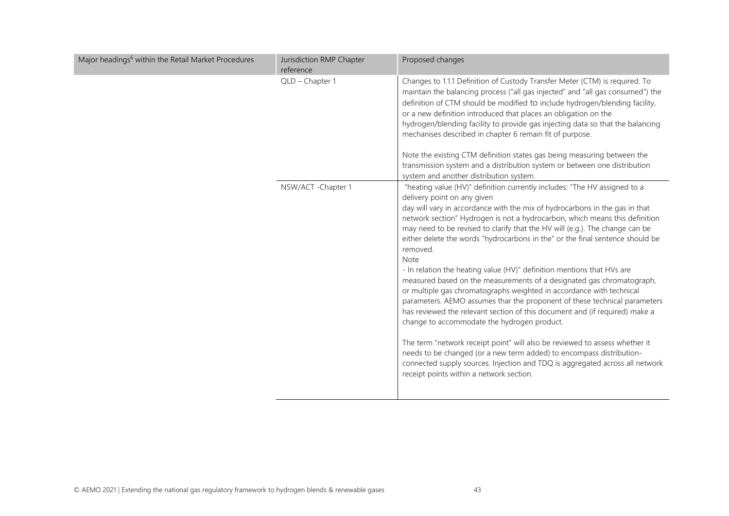| Major headings[6] within the Retail Market Procedures | Jurisdiction RMP Chapter reference | Proposed changes |
| --- | --- | --- |
| | QLD – Chapter 1 | Changes to 1.1.1 Definition of Custody Transfer Meter (CTM) is required. To maintain the balancing process ("all gas injected" and "all gas consumed") the definition of CTM should be modified to include hydrogen/blending facility, or a new definition introduced that places an obligation on the hydrogen/blending facility to provide gas injecting data so that the balancing mechanises described in chapter 6 remain fit of purpose.<br><br>Note the existing CTM definition states gas being measuring between the transmission system and a distribution system or between one distribution system and another distribution system. |
| | NSW/ACT -Chapter 1 | "heating value (HV)" definition currently includes: "The HV assigned to a delivery point on any given day will vary in accordance with the mix of hydrocarbons in the gas in that network section" Hydrogen is not a hydrocarbon, which means this definition may need to be revised to clarify that the HV will (e.g.). The change can be either delete the words "hydrocarbons in the" or the final sentence should be removed.<br>Note<br>- In relation the heating value (HV)" definition mentions that HVs are measured based on the measurements of a designated gas chromatograph, or multiple gas chromatographs weighted in accordance with technical parameters. AEMO assumes thar the proponent of these technical parameters has reviewed the relevant section of this document and (if required) make a change to accommodate the hydrogen product.<br><br>The term "network receipt point" will also be reviewed to assess whether it needs to be changed (or a new term added) to encompass distribution-connected supply sources. Injection and TDQ is aggregated across all network receipt points within a network section. |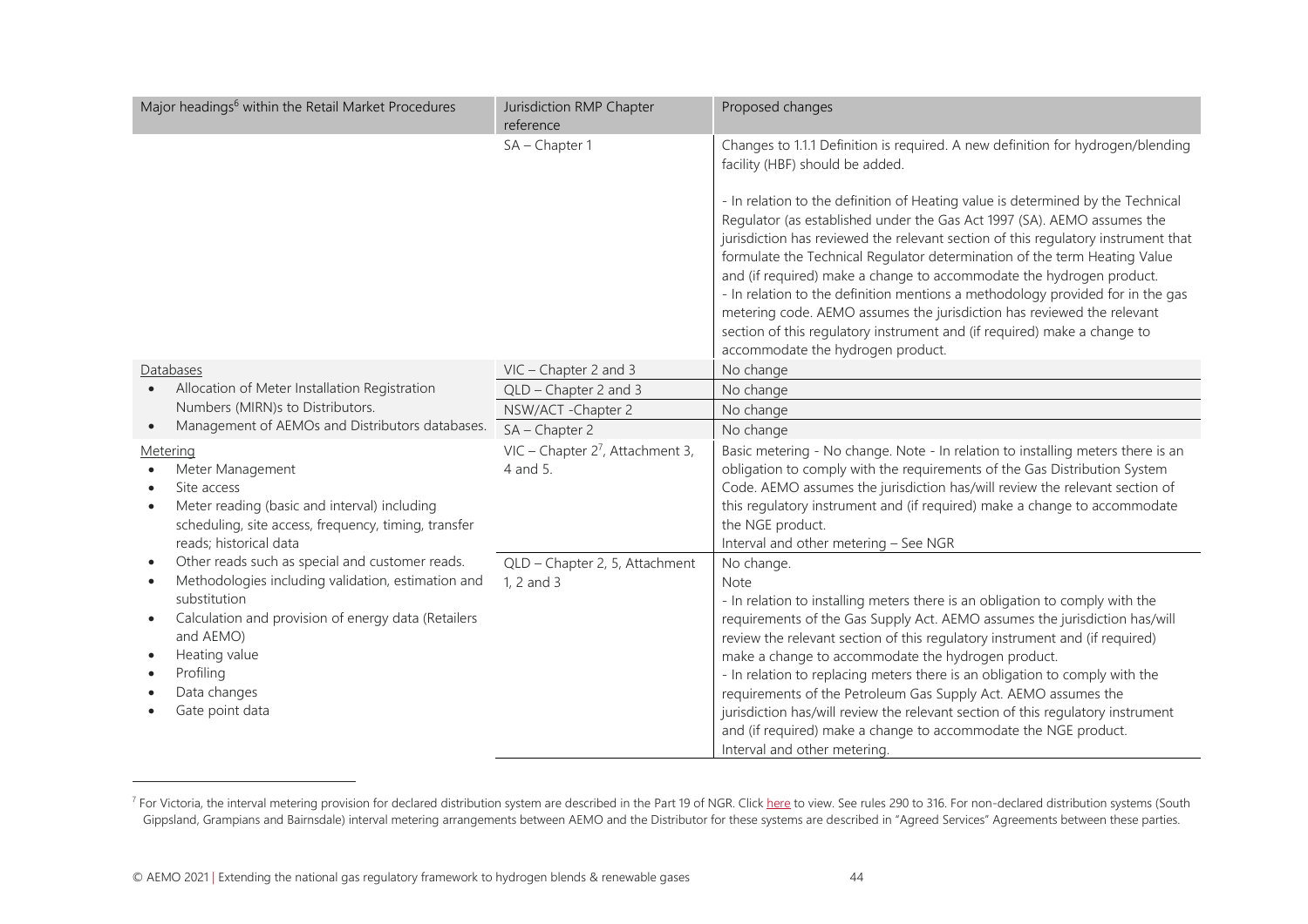| Major headings[6] within the Retail Market Procedures | Jurisdiction RMP Chapter reference | Proposed changes |
|---|---|---|
| | SA – Chapter 1 | Changes to 1.1.1 Definition is required. A new definition for hydrogen/blending facility (HBF) should be added.<br><br>- In relation to the definition of Heating value is determined by the Technical Regulator (as established under the Gas Act 1997 (SA). AEMO assumes the jurisdiction has reviewed the relevant section of this regulatory instrument that formulate the Technical Regulator determination of the term Heating Value and (if required) make a change to accommodate the hydrogen product.<br>- In relation to the definition mentions a methodology provided for in the gas metering code. AEMO assumes the jurisdiction has reviewed the relevant section of this regulatory instrument and (if required) make a change to accommodate the hydrogen product. |
| Databases<br>• Allocation of Meter Installation Registration Numbers (MIRN)s to Distributors.<br>• Management of AEMOs and Distributors databases. | VIC – Chapter 2 and 3 | No change |
| | QLD – Chapter 2 and 3 | No change |
| | NSW/ACT -Chapter 2 | No change |
| | SA – Chapter 2 | No change |
| Metering<br>• Meter Management<br>• Site access<br>• Meter reading (basic and interval) including scheduling, site access, frequency, timing, transfer reads; historical data<br>• Other reads such as special and customer reads.<br>• Methodologies including validation, estimation and substitution<br>• Calculation and provision of energy data (Retailers and AEMO)<br>• Heating value<br>• Profiling<br>• Data changes<br>• Gate point data | VIC – Chapter 2[7], Attachment 3, 4 and 5. | Basic metering - No change. Note - In relation to installing meters there is an obligation to comply with the requirements of the Gas Distribution System Code. AEMO assumes the jurisdiction has/will review the relevant section of this regulatory instrument and (if required) make a change to accommodate the NGE product.<br>Interval and other metering – See NGR |
| | QLD – Chapter 2, 5, Attachment 1, 2 and 3 | No change.<br>Note<br>- In relation to installing meters there is an obligation to comply with the requirements of the Gas Supply Act. AEMO assumes the jurisdiction has/will review the relevant section of this regulatory instrument and (if required) make a change to accommodate the hydrogen product.<br>- In relation to replacing meters there is an obligation to comply with the requirements of the Petroleum Gas Supply Act. AEMO assumes the jurisdiction has/will review the relevant section of this regulatory instrument and (if required) make a change to accommodate the NGE product.<br>Interval and other metering. |

[7] For Victoria, the interval metering provision for declared distribution system are described in the Part 19 of NGR. Click here to view. See rules 290 to 316. For non-declared distribution systems (South Gippsland, Grampians and Bairnsdale) interval metering arrangements between AEMO and the Distributor for these systems are described in "Agreed Services" Agreements between these parties.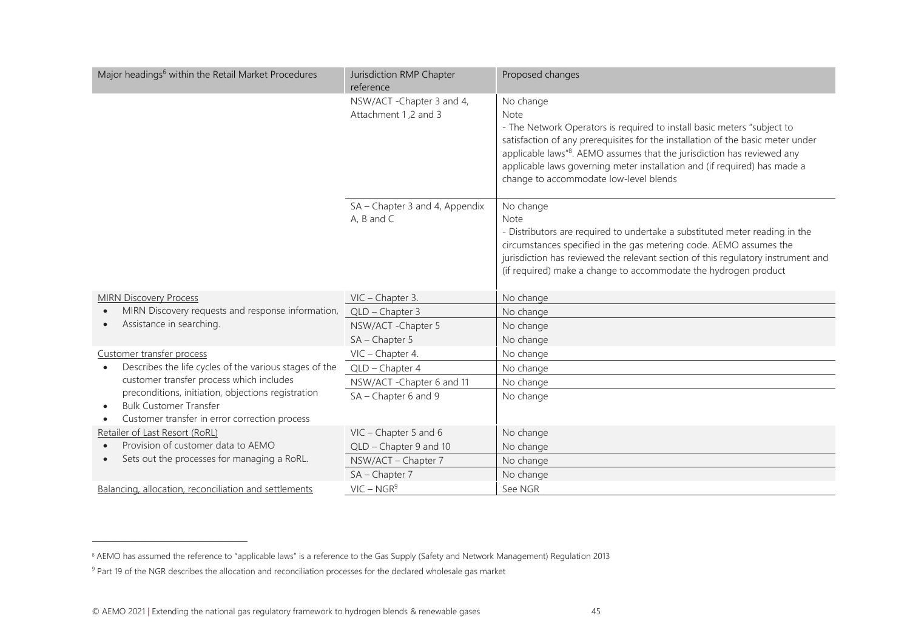| Major headings[6] within the Retail Market Procedures | Jurisdiction RMP Chapter reference | Proposed changes |
|---|---|---|
| | NSW/ACT -Chapter 3 and 4, Attachment 1 ,2 and 3 | No change<br>Note<br>- The Network Operators is required to install basic meters "subject to satisfaction of any prerequisites for the installation of the basic meter under applicable laws"[8]. AEMO assumes that the jurisdiction has reviewed any applicable laws governing meter installation and (if required) has made a change to accommodate low-level blends |
| | SA – Chapter 3 and 4, Appendix A, B and C | No change<br>Note<br>- Distributors are required to undertake a substituted meter reading in the circumstances specified in the gas metering code. AEMO assumes the jurisdiction has reviewed the relevant section of this regulatory instrument and (if required) make a change to accommodate the hydrogen product |
| MIRN Discovery Process<br>• MIRN Discovery requests and response information,<br>• Assistance in searching. | VIC – Chapter 3. | No change |
| | QLD – Chapter 3 | No change |
| | NSW/ACT -Chapter 5 | No change |
| | SA – Chapter 5 | No change |
| Customer transfer process<br>• Describes the life cycles of the various stages of the customer transfer process which includes preconditions, initiation, objections registration<br>• Bulk Customer Transfer<br>• Customer transfer in error correction process | VIC – Chapter 4. | No change |
| | QLD – Chapter 4 | No change |
| | NSW/ACT -Chapter 6 and 11 | No change |
| | SA – Chapter 6 and 9 | No change |
| Retailer of Last Resort (RoRL)<br>• Provision of customer data to AEMO<br>• Sets out the processes for managing a RoRL. | VIC – Chapter 5 and 6 | No change |
| | QLD – Chapter 9 and 10 | No change |
| | NSW/ACT – Chapter 7 | No change |
| | SA – Chapter 7 | No change |
| Balancing, allocation, reconciliation and settlements | VIC – NGR[9] | See NGR |

[8] AEMO has assumed the reference to "applicable laws" is a reference to the Gas Supply (Safety and Network Management) Regulation 2013

[9] Part 19 of the NGR describes the allocation and reconciliation processes for the declared wholesale gas market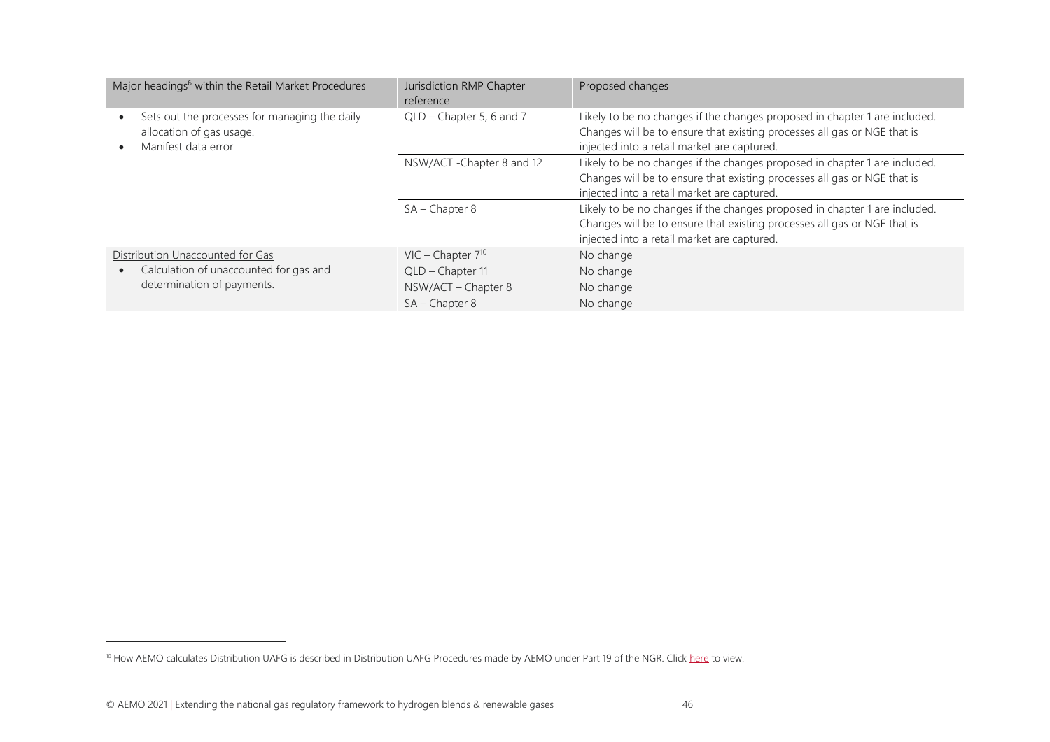| Major headings[6] within the Retail Market Procedures | Jurisdiction RMP Chapter reference | Proposed changes |
|---|---|---|
| • Sets out the processes for managing the daily allocation of gas usage.<br>• Manifest data error | QLD – Chapter 5, 6 and 7 | Likely to be no changes if the changes proposed in chapter 1 are included. Changes will be to ensure that existing processes all gas or NGE that is injected into a retail market are captured. |
| | NSW/ACT -Chapter 8 and 12 | Likely to be no changes if the changes proposed in chapter 1 are included. Changes will be to ensure that existing processes all gas or NGE that is injected into a retail market are captured. |
| | SA – Chapter 8 | Likely to be no changes if the changes proposed in chapter 1 are included. Changes will be to ensure that existing processes all gas or NGE that is injected into a retail market are captured. |
| Distribution Unaccounted for Gas<br>• Calculation of unaccounted for gas and determination of payments. | VIC – Chapter 7[10] | No change |
| | QLD – Chapter 11 | No change |
| | NSW/ACT – Chapter 8 | No change |
| | SA – Chapter 8 | No change |

[10] How AEMO calculates Distribution UAFG is described in Distribution UAFG Procedures made by AEMO under Part 19 of the NGR. Click here to view.